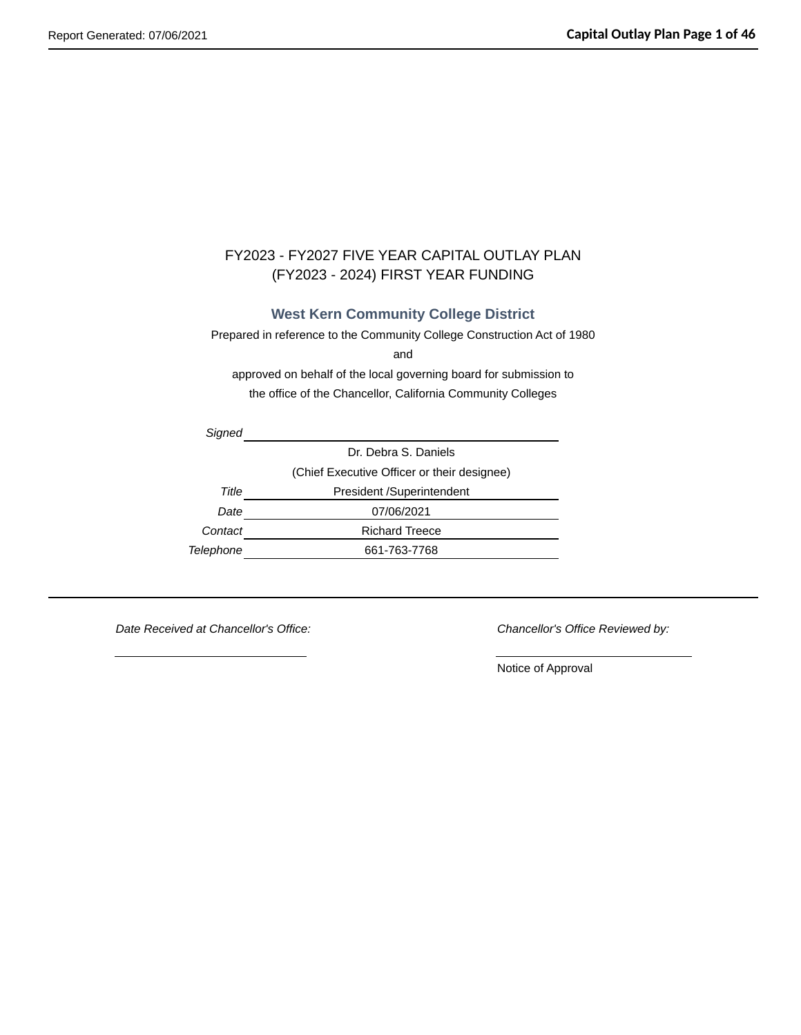# FY2023 - FY2027 FIVE YEAR CAPITAL OUTLAY PLAN
## (FY2023 - 2024) FIRST YEAR FUNDING

### West Kern Community College District

Prepared in reference to the Community College Construction Act of 1980

and

approved on behalf of the local governing board for submission to

the office of the Chancellor, California Community Colleges

| | |
|---|---|
| *Signed* | |
| | Dr. Debra S. Daniels |
| | (Chief Executive Officer or their designee) |
| *Title* | President /Superintendent |
| *Date* | 07/06/2021 |
| *Contact* | Richard Treece |
| *Telephone* | 661-763-7768 |

*Date Received at Chancellor's Office:*

*Chancellor's Office Reviewed by:*

Notice of Approval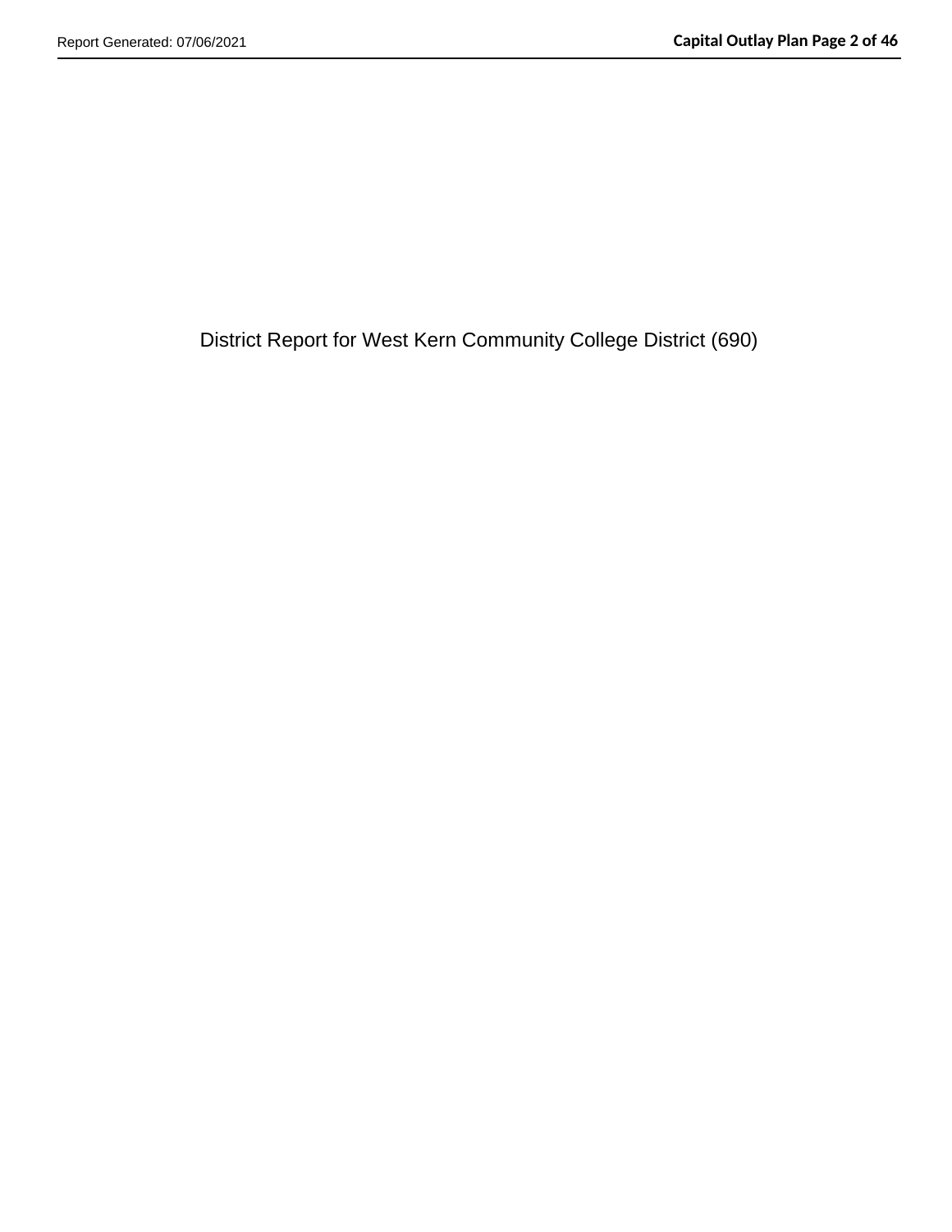District Report for West Kern Community College District (690)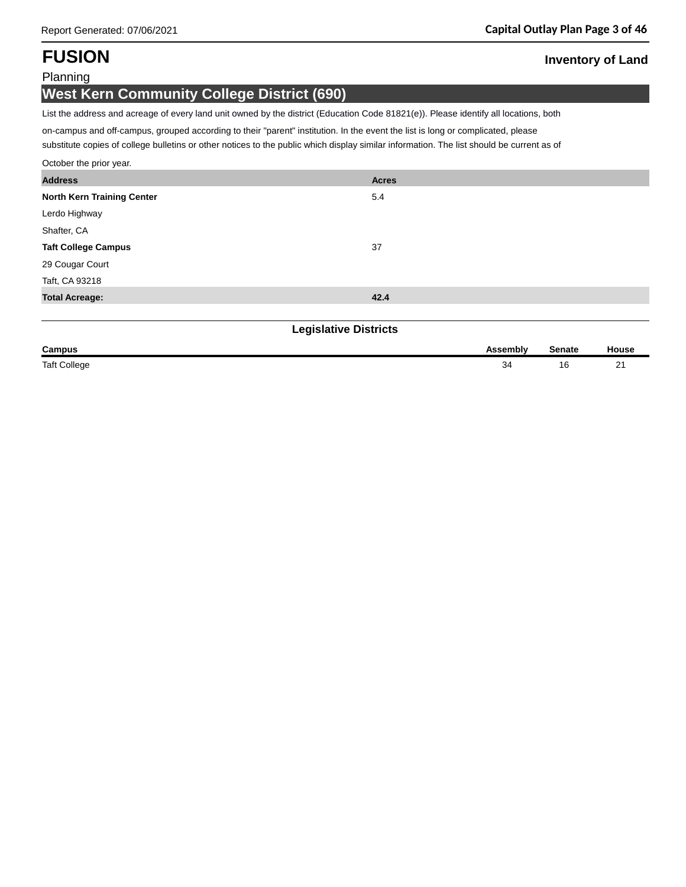# FUSION

Planning

## Inventory of Land

## West Kern Community College District (690)

List the address and acreage of every land unit owned by the district (Education Code 81821(e)). Please identify all locations, both on-campus and off-campus, grouped according to their "parent" institution. In the event the list is long or complicated, please substitute copies of college bulletins or other notices to the public which display similar information. The list should be current as of October the prior year.

| Address | Acres |
|---|---|
| **North Kern Training Center** | 5.4 |
| Lerdo Highway | |
| Shafter, CA | |
| **Taft College Campus** | 37 |
| 29 Cougar Court | |
| Taft, CA 93218 | |
| **Total Acreage:** | **42.4** |

### Legislative Districts

| Campus | Assembly | Senate | House |
|---|---|---|---|
| Taft College | 34 | 16 | 21 |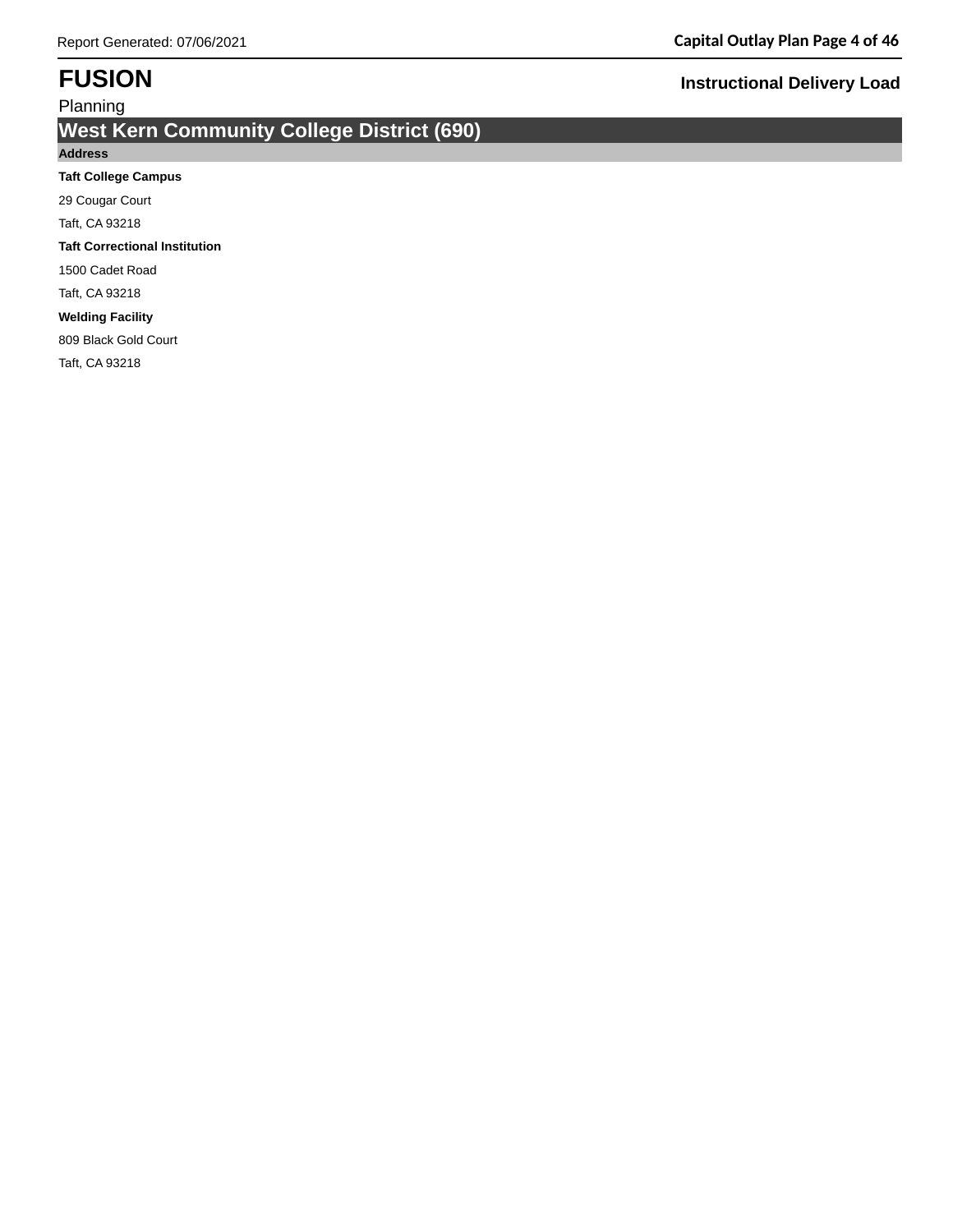# FUSION

Planning

**Instructional Delivery Load**

## West Kern Community College District (690)

**Address**

**Taft College Campus**

29 Cougar Court

Taft, CA 93218

**Taft Correctional Institution**

1500 Cadet Road

Taft, CA 93218

**Welding Facility**

809 Black Gold Court

Taft, CA 93218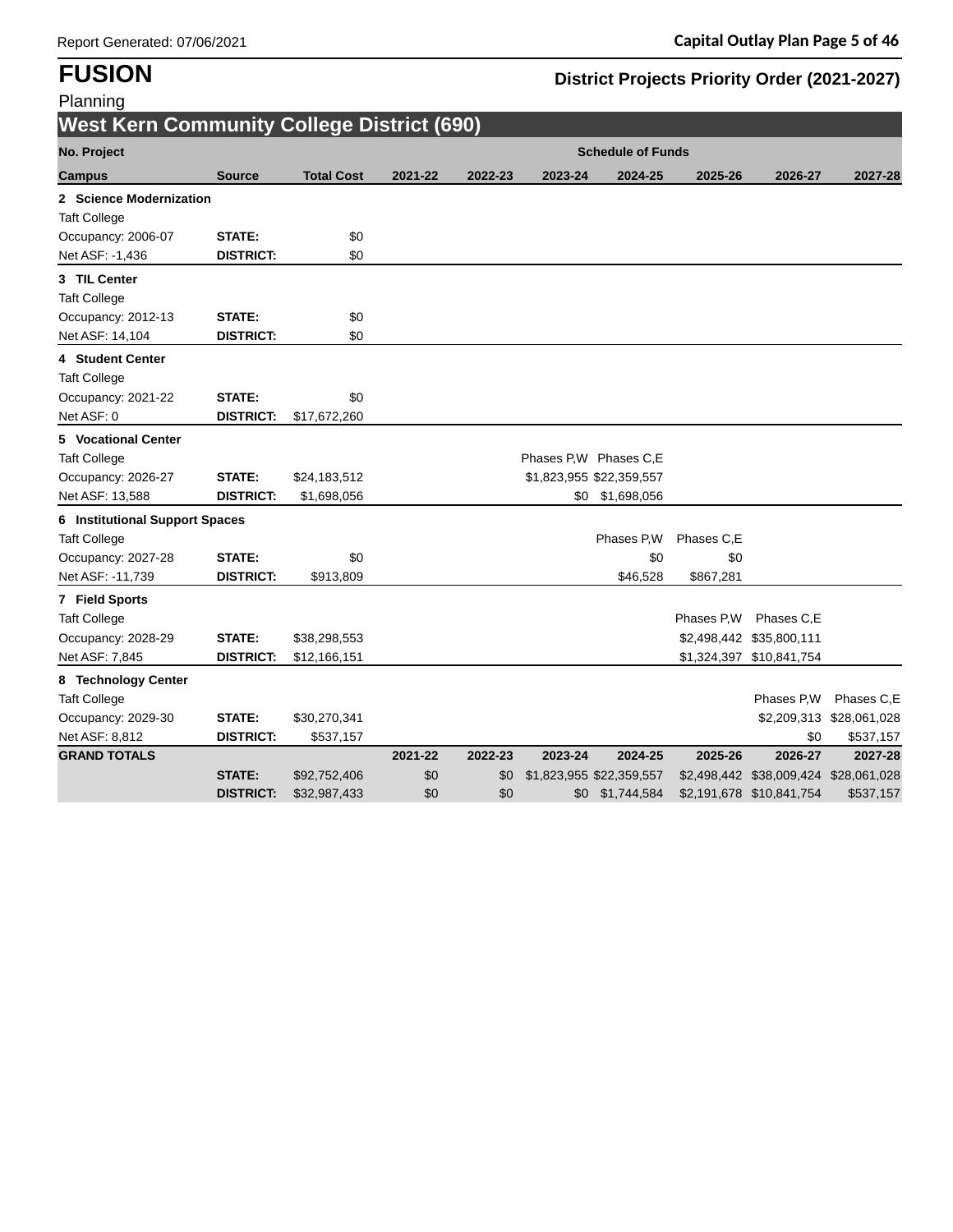# FUSION

Planning

## District Projects Priority Order (2021-2027)

### West Kern Community College District (690)

| No. Project / Campus | Source | Total Cost | 2021-22 | 2022-23 | 2023-24 | 2024-25 | 2025-26 | 2026-27 | 2027-28 |
|---|---|---|---|---|---|---|---|---|---|
| **2 Science Modernization** | | | | | | | | | |
| Taft College | | | | | | | | | |
| Occupancy: 2006-07 | **STATE:** | $0 | | | | | | | |
| Net ASF: -1,436 | **DISTRICT:** | $0 | | | | | | | |
| **3 TIL Center** | | | | | | | | | |
| Taft College | | | | | | | | | |
| Occupancy: 2012-13 | **STATE:** | $0 | | | | | | | |
| Net ASF: 14,104 | **DISTRICT:** | $0 | | | | | | | |
| **4 Student Center** | | | | | | | | | |
| Taft College | | | | | | | | | |
| Occupancy: 2021-22 | **STATE:** | $0 | | | | | | | |
| Net ASF: 0 | **DISTRICT:** | $17,672,260 | | | | | | | |
| **5 Vocational Center** | | | | | | | | | |
| Taft College | | | | | Phases P,W | Phases C,E | | | |
| Occupancy: 2026-27 | **STATE:** | $24,183,512 | | | $1,823,955 | $22,359,557 | | | |
| Net ASF: 13,588 | **DISTRICT:** | $1,698,056 | | | $0 | $1,698,056 | | | |
| **6 Institutional Support Spaces** | | | | | | | | | |
| Taft College | | | | | | Phases P,W | Phases C,E | | |
| Occupancy: 2027-28 | **STATE:** | $0 | | | | $0 | $0 | | |
| Net ASF: -11,739 | **DISTRICT:** | $913,809 | | | | $46,528 | $867,281 | | |
| **7 Field Sports** | | | | | | | | | |
| Taft College | | | | | | | Phases P,W | Phases C,E | |
| Occupancy: 2028-29 | **STATE:** | $38,298,553 | | | | | $2,498,442 | $35,800,111 | |
| Net ASF: 7,845 | **DISTRICT:** | $12,166,151 | | | | | $1,324,397 | $10,841,754 | |
| **8 Technology Center** | | | | | | | | | |
| Taft College | | | | | | | | Phases P,W | Phases C,E |
| Occupancy: 2029-30 | **STATE:** | $30,270,341 | | | | | | $2,209,313 | $28,061,028 |
| Net ASF: 8,812 | **DISTRICT:** | $537,157 | | | | | | $0 | $537,157 |
| **GRAND TOTALS** | | | **2021-22** | **2022-23** | **2023-24** | **2024-25** | **2025-26** | **2026-27** | **2027-28** |
| | **STATE:** | $92,752,406 | $0 | $0 | $1,823,955 | $22,359,557 | $2,498,442 | $38,009,424 | $28,061,028 |
| | **DISTRICT:** | $32,987,433 | $0 | $0 | $0 | $1,744,584 | $2,191,678 | $10,841,754 | $537,157 |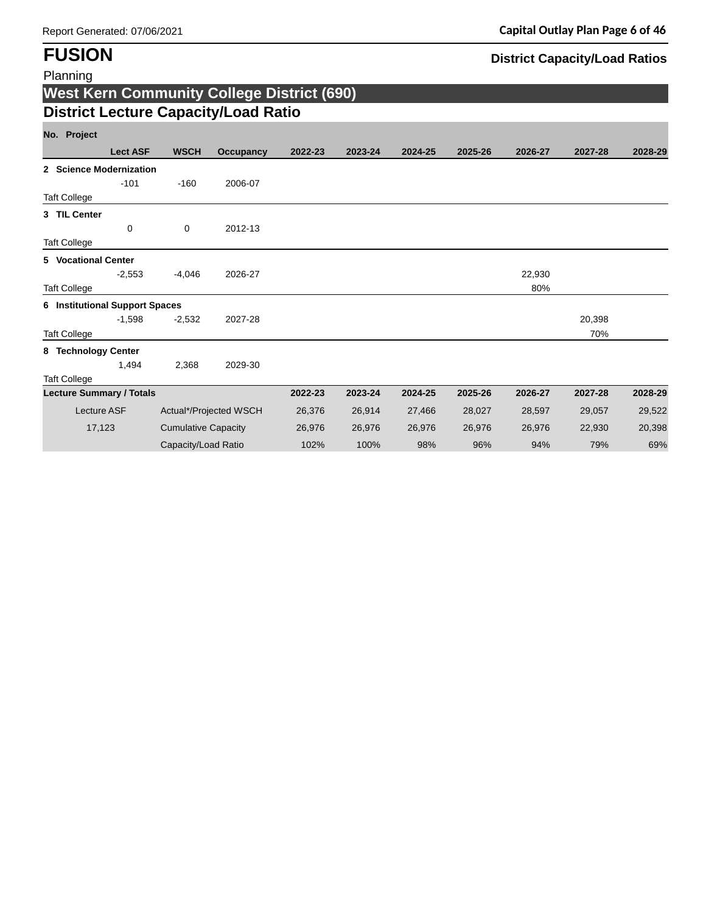# FUSION

Planning

## District Capacity/Load Ratios

## West Kern Community College District (690)

### District Lecture Capacity/Load Ratio

| No. Project | Lect ASF | WSCH | Occupancy | 2022-23 | 2023-24 | 2024-25 | 2025-26 | 2026-27 | 2027-28 | 2028-29 |
|---|---|---|---|---|---|---|---|---|---|---|
| **2 Science Modernization** | | | | | | | | | | |
| | -101 | -160 | 2006-07 | | | | | | | |
| Taft College | | | | | | | | | | |
| **3 TIL Center** | | | | | | | | | | |
| | 0 | 0 | 2012-13 | | | | | | | |
| Taft College | | | | | | | | | | |
| **5 Vocational Center** | | | | | | | | | | |
| | -2,553 | -4,046 | 2026-27 | | | | | 22,930 | | |
| Taft College | | | | | | | | 80% | | |
| **6 Institutional Support Spaces** | | | | | | | | | | |
| | -1,598 | -2,532 | 2027-28 | | | | | | 20,398 | |
| Taft College | | | | | | | | | 70% | |
| **8 Technology Center** | | | | | | | | | | |
| | 1,494 | 2,368 | 2029-30 | | | | | | | |
| Taft College | | | | | | | | | | |

| Lecture Summary / Totals | | 2022-23 | 2023-24 | 2024-25 | 2025-26 | 2026-27 | 2027-28 | 2028-29 |
|---|---|---|---|---|---|---|---|---|
| Lecture ASF | Actual*/Projected WSCH | 26,376 | 26,914 | 27,466 | 28,027 | 28,597 | 29,057 | 29,522 |
| 17,123 | Cumulative Capacity | 26,976 | 26,976 | 26,976 | 26,976 | 26,976 | 22,930 | 20,398 |
| | Capacity/Load Ratio | 102% | 100% | 98% | 96% | 94% | 79% | 69% |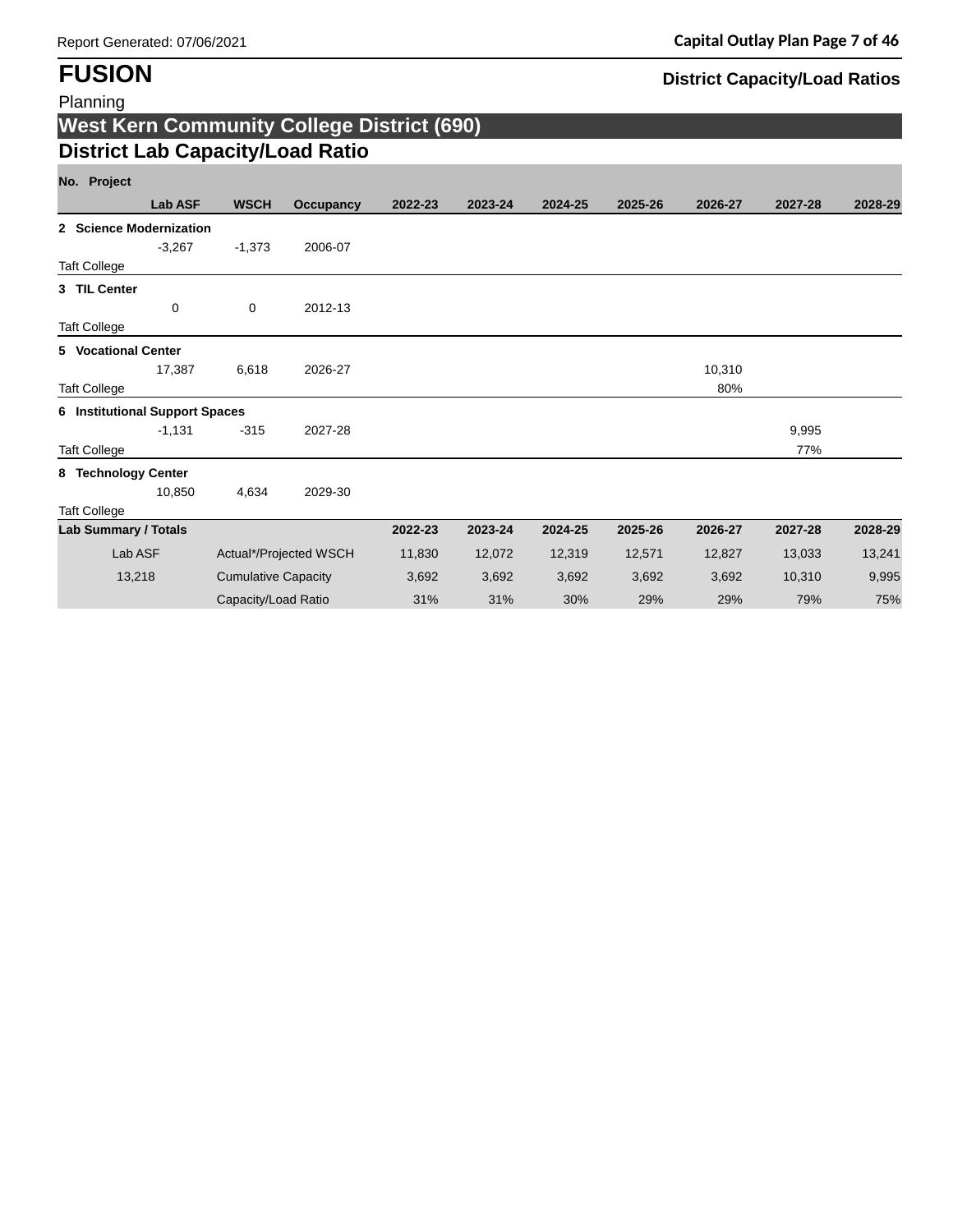# FUSION

Planning

## District Capacity/Load Ratios

## West Kern Community College District (690)

### District Lab Capacity/Load Ratio

| No. Project | Lab ASF | WSCH | Occupancy | 2022-23 | 2023-24 | 2024-25 | 2025-26 | 2026-27 | 2027-28 | 2028-29 |
|---|---|---|---|---|---|---|---|---|---|---|
| **2 Science Modernization** | | | | | | | | | | |
| | -3,267 | -1,373 | 2006-07 | | | | | | | |
| Taft College | | | | | | | | | | |
| **3 TIL Center** | | | | | | | | | | |
| | 0 | 0 | 2012-13 | | | | | | | |
| Taft College | | | | | | | | | | |
| **5 Vocational Center** | | | | | | | | | | |
| | 17,387 | 6,618 | 2026-27 | | | | | 10,310 | | |
| Taft College | | | | | | | | 80% | | |
| **6 Institutional Support Spaces** | | | | | | | | | | |
| | -1,131 | -315 | 2027-28 | | | | | | 9,995 | |
| Taft College | | | | | | | | | 77% | |
| **8 Technology Center** | | | | | | | | | | |
| | 10,850 | 4,634 | 2029-30 | | | | | | | |
| Taft College | | | | | | | | | | |
| **Lab Summary / Totals** | | | | **2022-23** | **2023-24** | **2024-25** | **2025-26** | **2026-27** | **2027-28** | **2028-29** |
| | Lab ASF | Actual*/Projected WSCH | | 11,830 | 12,072 | 12,319 | 12,571 | 12,827 | 13,033 | 13,241 |
| | 13,218 | Cumulative Capacity | | 3,692 | 3,692 | 3,692 | 3,692 | 3,692 | 10,310 | 9,995 |
| | | Capacity/Load Ratio | | 31% | 31% | 30% | 29% | 29% | 79% | 75% |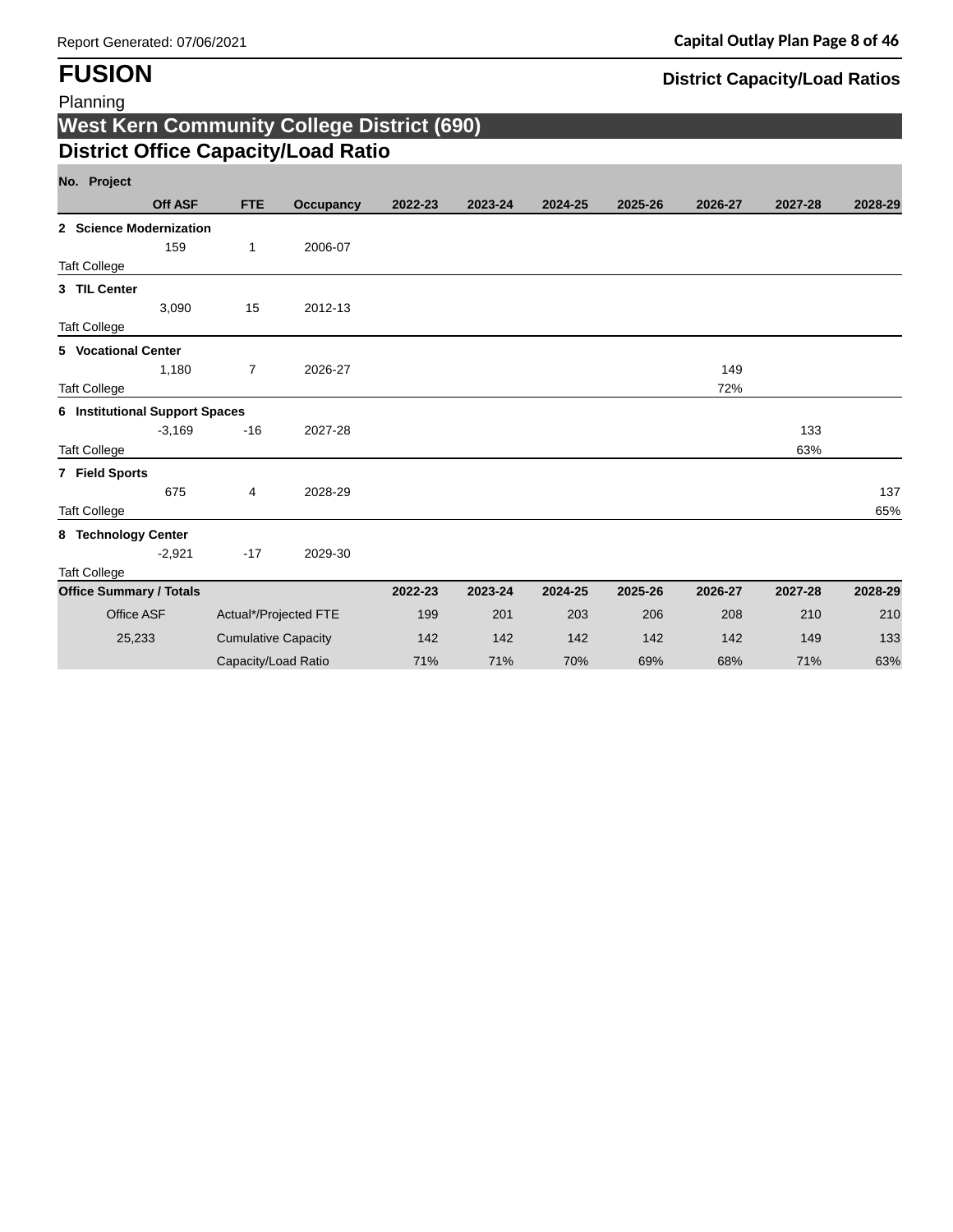# FUSION

Planning

**District Capacity/Load Ratios**

## West Kern Community College District (690)

## District Office Capacity/Load Ratio

| No. Project | Off ASF | FTE | Occupancy | 2022-23 | 2023-24 | 2024-25 | 2025-26 | 2026-27 | 2027-28 | 2028-29 |
|---|---|---|---|---|---|---|---|---|---|---|
| **2 Science Modernization** | | | | | | | | | | |
| | 159 | 1 | 2006-07 | | | | | | | |
| Taft College | | | | | | | | | | |
| **3 TIL Center** | | | | | | | | | | |
| | 3,090 | 15 | 2012-13 | | | | | | | |
| Taft College | | | | | | | | | | |
| **5 Vocational Center** | | | | | | | | | | |
| | 1,180 | 7 | 2026-27 | | | | | 149 | | |
| Taft College | | | | | | | | 72% | | |
| **6 Institutional Support Spaces** | | | | | | | | | | |
| | -3,169 | -16 | 2027-28 | | | | | | 133 | |
| Taft College | | | | | | | | | 63% | |
| **7 Field Sports** | | | | | | | | | | |
| | 675 | 4 | 2028-29 | | | | | | | 137 |
| Taft College | | | | | | | | | | 65% |
| **8 Technology Center** | | | | | | | | | | |
| | -2,921 | -17 | 2029-30 | | | | | | | |
| Taft College | | | | | | | | | | |
| **Office Summary / Totals** | | | | **2022-23** | **2023-24** | **2024-25** | **2025-26** | **2026-27** | **2027-28** | **2028-29** |
| Office ASF | Actual*/Projected FTE | | | 199 | 201 | 203 | 206 | 208 | 210 | 210 |
| 25,233 | Cumulative Capacity | | | 142 | 142 | 142 | 142 | 142 | 149 | 133 |
| | Capacity/Load Ratio | | | 71% | 71% | 70% | 69% | 68% | 71% | 63% |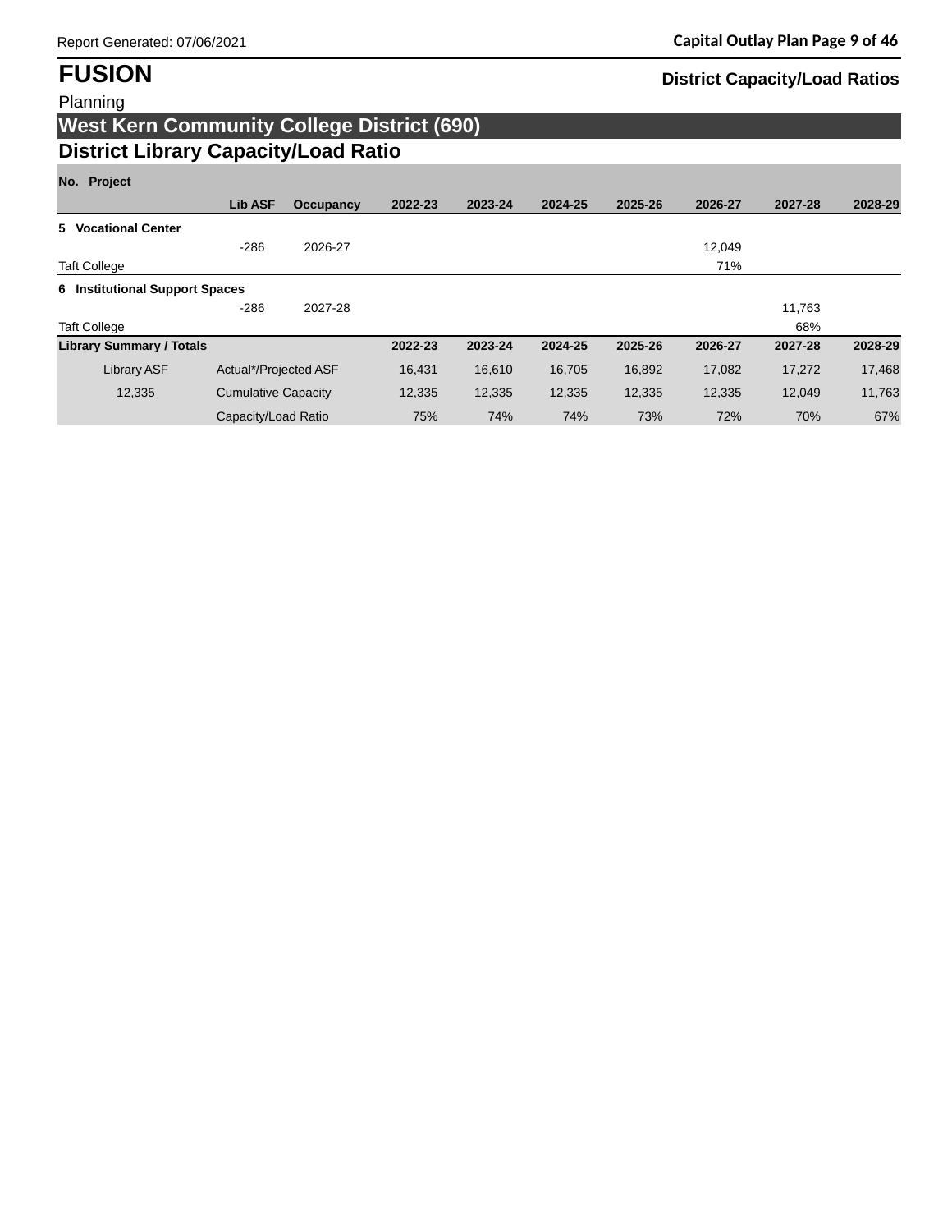# FUSION

Planning

**District Capacity/Load Ratios**

## West Kern Community College District (690)

### District Library Capacity/Load Ratio

| No. Project | Lib ASF | Occupancy | 2022-23 | 2023-24 | 2024-25 | 2025-26 | 2026-27 | 2027-28 | 2028-29 |
|---|---|---|---|---|---|---|---|---|---|
| **5 Vocational Center** | | | | | | | | | |
| | -286 | 2026-27 | | | | | 12,049 | | |
| Taft College | | | | | | | 71% | | |
| **6 Institutional Support Spaces** | | | | | | | | | |
| | -286 | 2027-28 | | | | | | 11,763 | |
| Taft College | | | | | | | | 68% | |

| **Library Summary / Totals** | | **2022-23** | **2023-24** | **2024-25** | **2025-26** | **2026-27** | **2027-28** | **2028-29** |
|---|---|---|---|---|---|---|---|---|
| Library ASF | Actual*/Projected ASF | 16,431 | 16,610 | 16,705 | 16,892 | 17,082 | 17,272 | 17,468 |
| 12,335 | Cumulative Capacity | 12,335 | 12,335 | 12,335 | 12,335 | 12,335 | 12,049 | 11,763 |
| | Capacity/Load Ratio | 75% | 74% | 74% | 73% | 72% | 70% | 67% |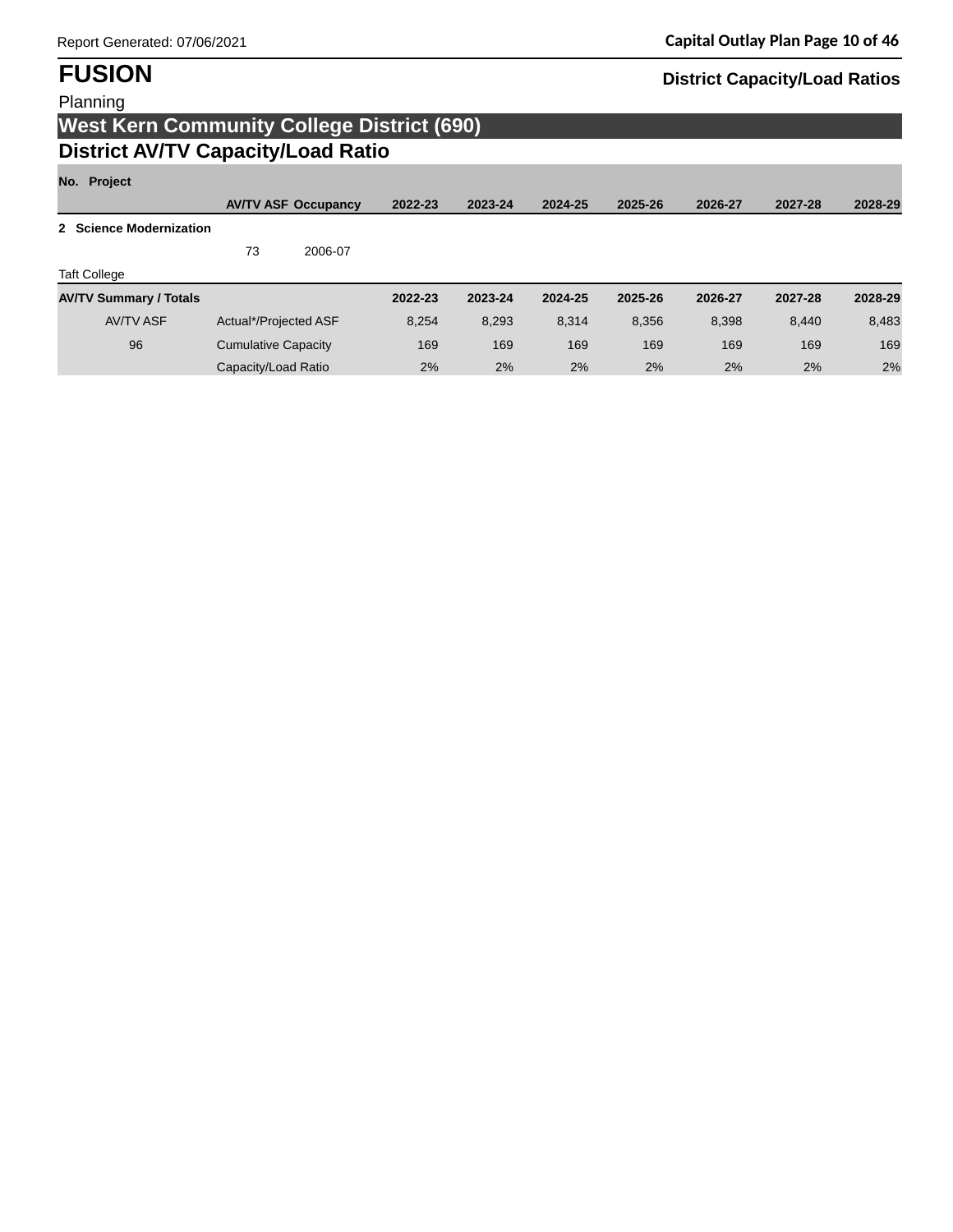Report Generated: 07/06/2021

# FUSION

Planning

**District Capacity/Load Ratios**

## West Kern Community College District (690)

### District AV/TV Capacity/Load Ratio

| No. Project | AV/TV ASF | Occupancy | 2022-23 | 2023-24 | 2024-25 | 2025-26 | 2026-27 | 2027-28 | 2028-29 |
|---|---|---|---|---|---|---|---|---|---|
| **2 Science Modernization** | | | | | | | | | |
| | 73 | 2006-07 | | | | | | | |
| Taft College | | | | | | | | | |

| AV/TV Summary / Totals | | 2022-23 | 2023-24 | 2024-25 | 2025-26 | 2026-27 | 2027-28 | 2028-29 |
|---|---|---|---|---|---|---|---|---|
| AV/TV ASF | Actual*/Projected ASF | 8,254 | 8,293 | 8,314 | 8,356 | 8,398 | 8,440 | 8,483 |
| 96 | Cumulative Capacity | 169 | 169 | 169 | 169 | 169 | 169 | 169 |
| | Capacity/Load Ratio | 2% | 2% | 2% | 2% | 2% | 2% | 2% |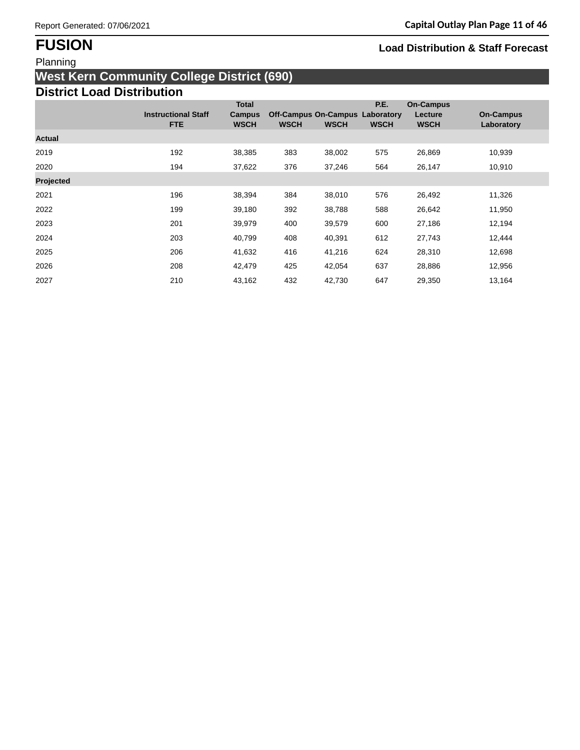# FUSION

Planning

**Load Distribution & Staff Forecast**

## West Kern Community College District (690)

### District Load Distribution

| | Instructional Staff FTE | Total Campus WSCH | Off-Campus WSCH | On-Campus WSCH | P.E. Laboratory WSCH | On-Campus Lecture WSCH | On-Campus Laboratory |
|---|---|---|---|---|---|---|---|
| **Actual** | | | | | | | |
| 2019 | 192 | 38,385 | 383 | 38,002 | 575 | 26,869 | 10,939 |
| 2020 | 194 | 37,622 | 376 | 37,246 | 564 | 26,147 | 10,910 |
| **Projected** | | | | | | | |
| 2021 | 196 | 38,394 | 384 | 38,010 | 576 | 26,492 | 11,326 |
| 2022 | 199 | 39,180 | 392 | 38,788 | 588 | 26,642 | 11,950 |
| 2023 | 201 | 39,979 | 400 | 39,579 | 600 | 27,186 | 12,194 |
| 2024 | 203 | 40,799 | 408 | 40,391 | 612 | 27,743 | 12,444 |
| 2025 | 206 | 41,632 | 416 | 41,216 | 624 | 28,310 | 12,698 |
| 2026 | 208 | 42,479 | 425 | 42,054 | 637 | 28,886 | 12,956 |
| 2027 | 210 | 43,162 | 432 | 42,730 | 647 | 29,350 | 13,164 |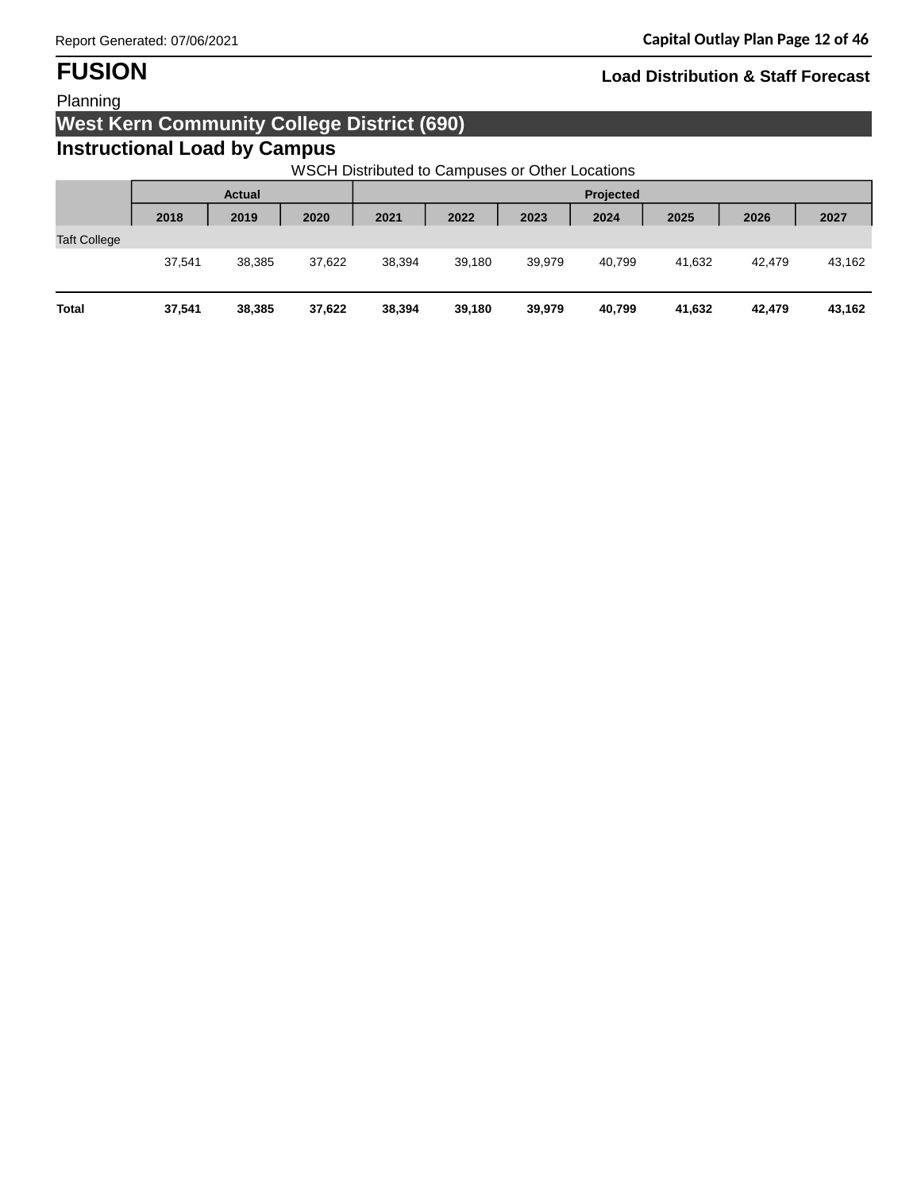# FUSION

**Load Distribution & Staff Forecast**

Planning

## West Kern Community College District (690)

### Instructional Load by Campus

WSCH Distributed to Campuses or Other Locations

| | Actual | | | Projected | | | | | | |
|---|---|---|---|---|---|---|---|---|---|---|
| | 2018 | 2019 | 2020 | 2021 | 2022 | 2023 | 2024 | 2025 | 2026 | 2027 |
| Taft College | | | | | | | | | | |
| | 37,541 | 38,385 | 37,622 | 38,394 | 39,180 | 39,979 | 40,799 | 41,632 | 42,479 | 43,162 |
| **Total** | **37,541** | **38,385** | **37,622** | **38,394** | **39,180** | **39,979** | **40,799** | **41,632** | **42,479** | **43,162** |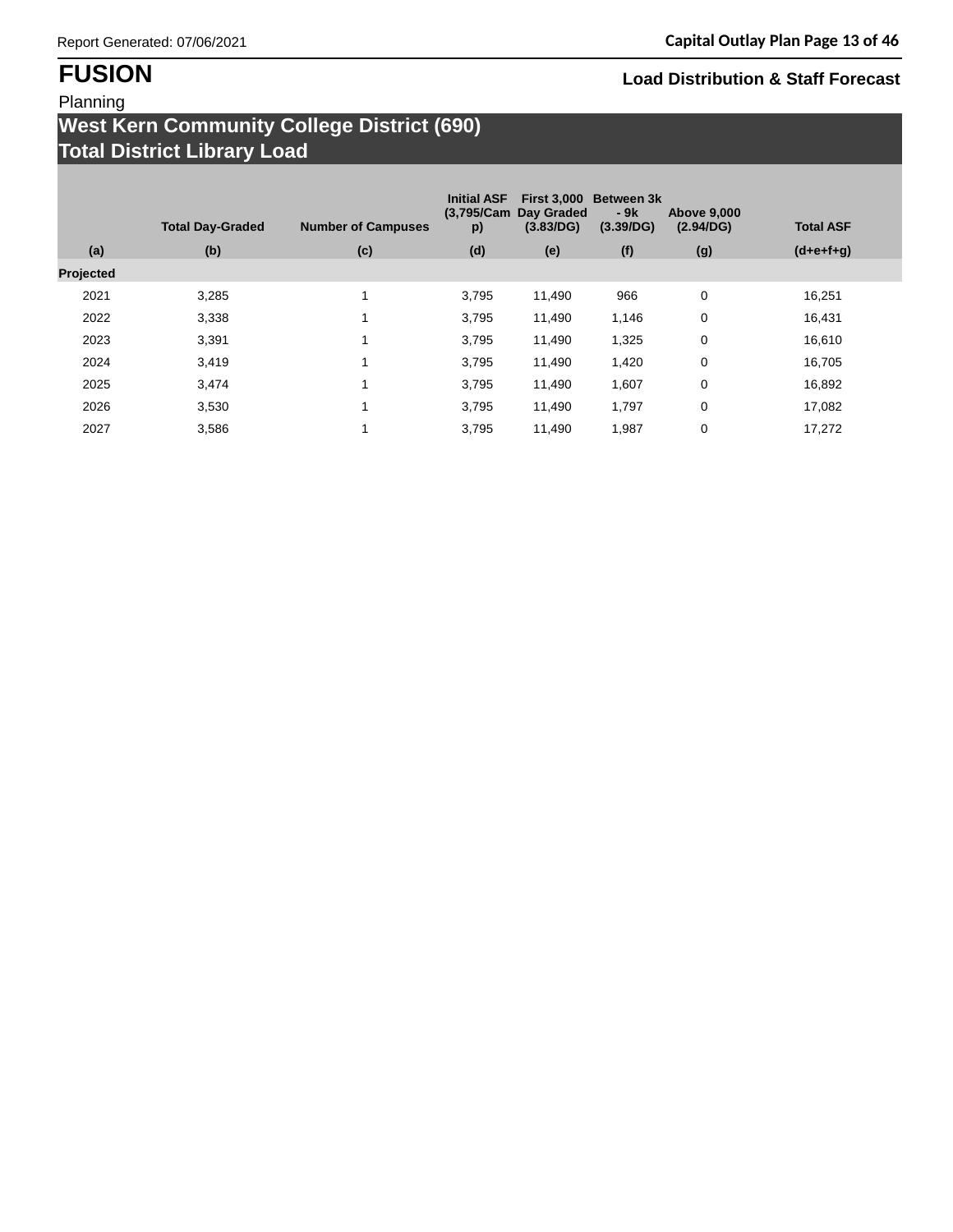# FUSION

Planning

**Load Distribution & Staff Forecast**

## West Kern Community College District (690)
## Total District Library Load

| | Total Day-Graded | Number of Campuses | Initial ASF (3,795/Camp) | First 3,000 Day Graded (3.83/DG) | Between 3k - 9k (3.39/DG) | Above 9,000 (2.94/DG) | Total ASF |
|---|---|---|---|---|---|---|---|
| (a) | (b) | (c) | (d) | (e) | (f) | (g) | (d+e+f+g) |
| **Projected** | | | | | | | |
| 2021 | 3,285 | 1 | 3,795 | 11,490 | 966 | 0 | 16,251 |
| 2022 | 3,338 | 1 | 3,795 | 11,490 | 1,146 | 0 | 16,431 |
| 2023 | 3,391 | 1 | 3,795 | 11,490 | 1,325 | 0 | 16,610 |
| 2024 | 3,419 | 1 | 3,795 | 11,490 | 1,420 | 0 | 16,705 |
| 2025 | 3,474 | 1 | 3,795 | 11,490 | 1,607 | 0 | 16,892 |
| 2026 | 3,530 | 1 | 3,795 | 11,490 | 1,797 | 0 | 17,082 |
| 2027 | 3,586 | 1 | 3,795 | 11,490 | 1,987 | 0 | 17,272 |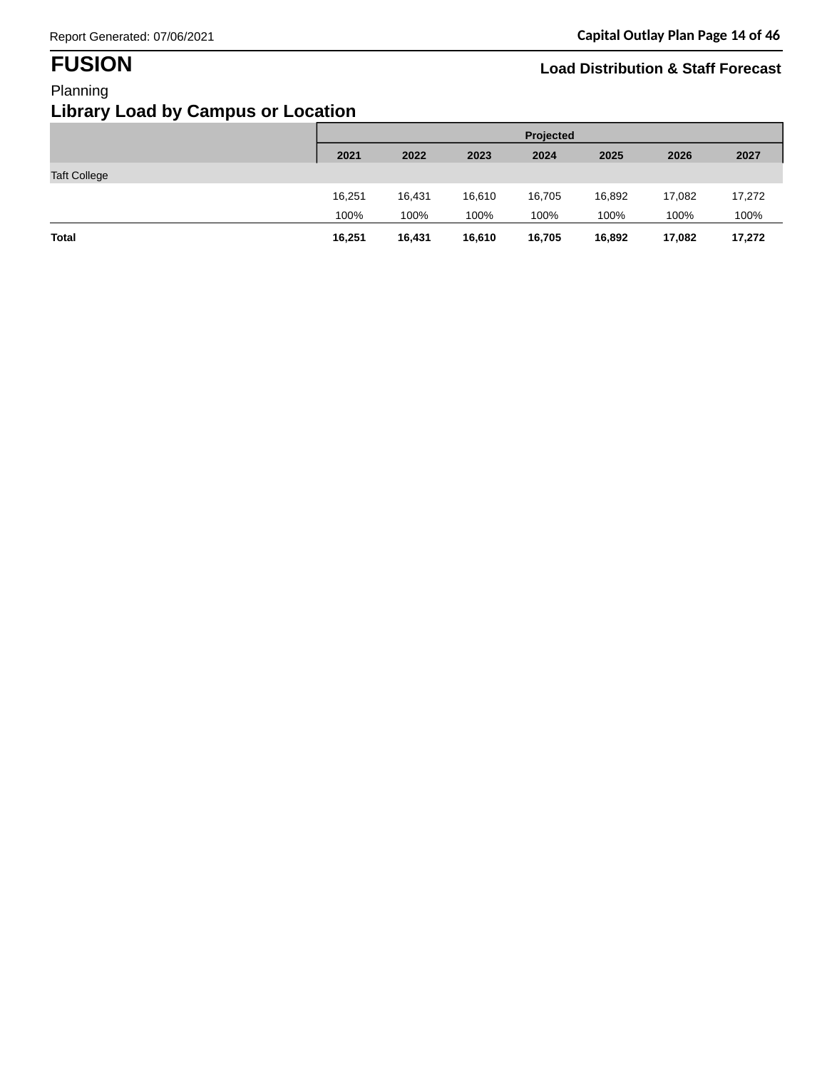# FUSION

**Load Distribution & Staff Forecast**

Planning

## Library Load by Campus or Location

| | Projected | | | | | | |
|---|---|---|---|---|---|---|---|
| | **2021** | **2022** | **2023** | **2024** | **2025** | **2026** | **2027** |
| Taft College | | | | | | | |
| | 16,251 | 16,431 | 16,610 | 16,705 | 16,892 | 17,082 | 17,272 |
| | 100% | 100% | 100% | 100% | 100% | 100% | 100% |
| **Total** | **16,251** | **16,431** | **16,610** | **16,705** | **16,892** | **17,082** | **17,272** |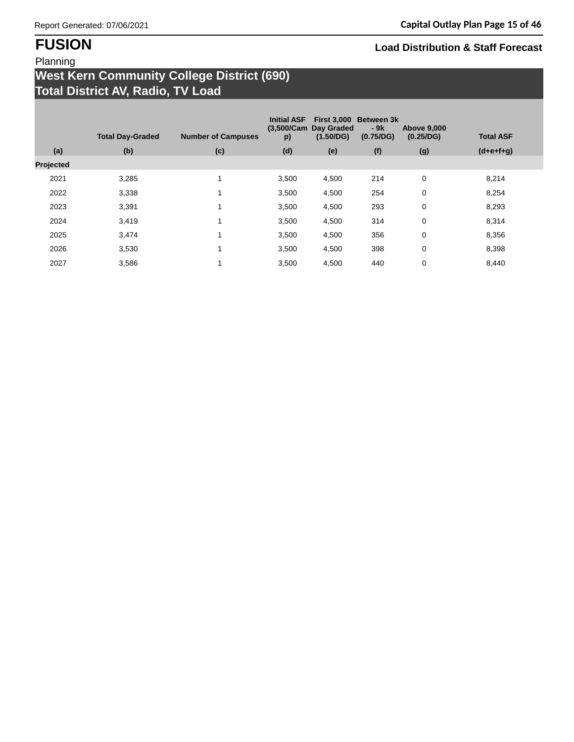# FUSION

Planning

**Load Distribution & Staff Forecast**

## West Kern Community College District (690)
## Total District AV, Radio, TV Load

| | Total Day-Graded | Number of Campuses | Initial ASF (3,500/Camp) | First 3,000 Day Graded (1.50/DG) | Between 3k - 9k (0.75/DG) | Above 9,000 (0.25/DG) | Total ASF |
|---|---|---|---|---|---|---|---|
| (a) | (b) | (c) | (d) | (e) | (f) | (g) | (d+e+f+g) |
| **Projected** | | | | | | | |
| 2021 | 3,285 | 1 | 3,500 | 4,500 | 214 | 0 | 8,214 |
| 2022 | 3,338 | 1 | 3,500 | 4,500 | 254 | 0 | 8,254 |
| 2023 | 3,391 | 1 | 3,500 | 4,500 | 293 | 0 | 8,293 |
| 2024 | 3,419 | 1 | 3,500 | 4,500 | 314 | 0 | 8,314 |
| 2025 | 3,474 | 1 | 3,500 | 4,500 | 356 | 0 | 8,356 |
| 2026 | 3,530 | 1 | 3,500 | 4,500 | 398 | 0 | 8,398 |
| 2027 | 3,586 | 1 | 3,500 | 4,500 | 440 | 0 | 8,440 |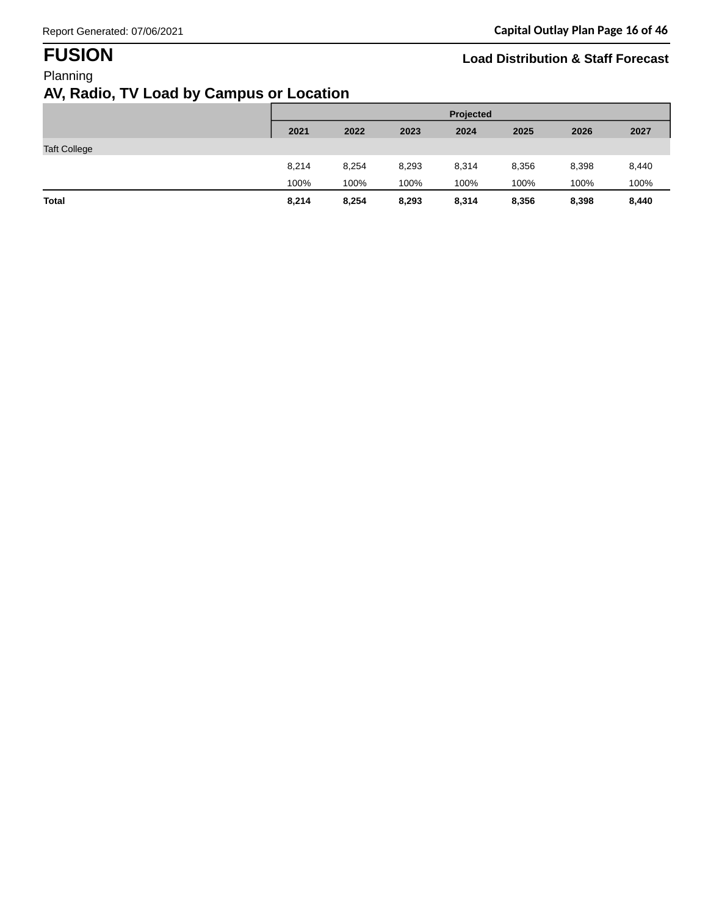# FUSION

**Load Distribution & Staff Forecast**

Planning

## AV, Radio, TV Load by Campus or Location

| | Projected | | | | | | |
|---|---|---|---|---|---|---|---|
| | **2021** | **2022** | **2023** | **2024** | **2025** | **2026** | **2027** |
| Taft College | | | | | | | |
| | 8,214 | 8,254 | 8,293 | 8,314 | 8,356 | 8,398 | 8,440 |
| | 100% | 100% | 100% | 100% | 100% | 100% | 100% |
| **Total** | **8,214** | **8,254** | **8,293** | **8,314** | **8,356** | **8,398** | **8,440** |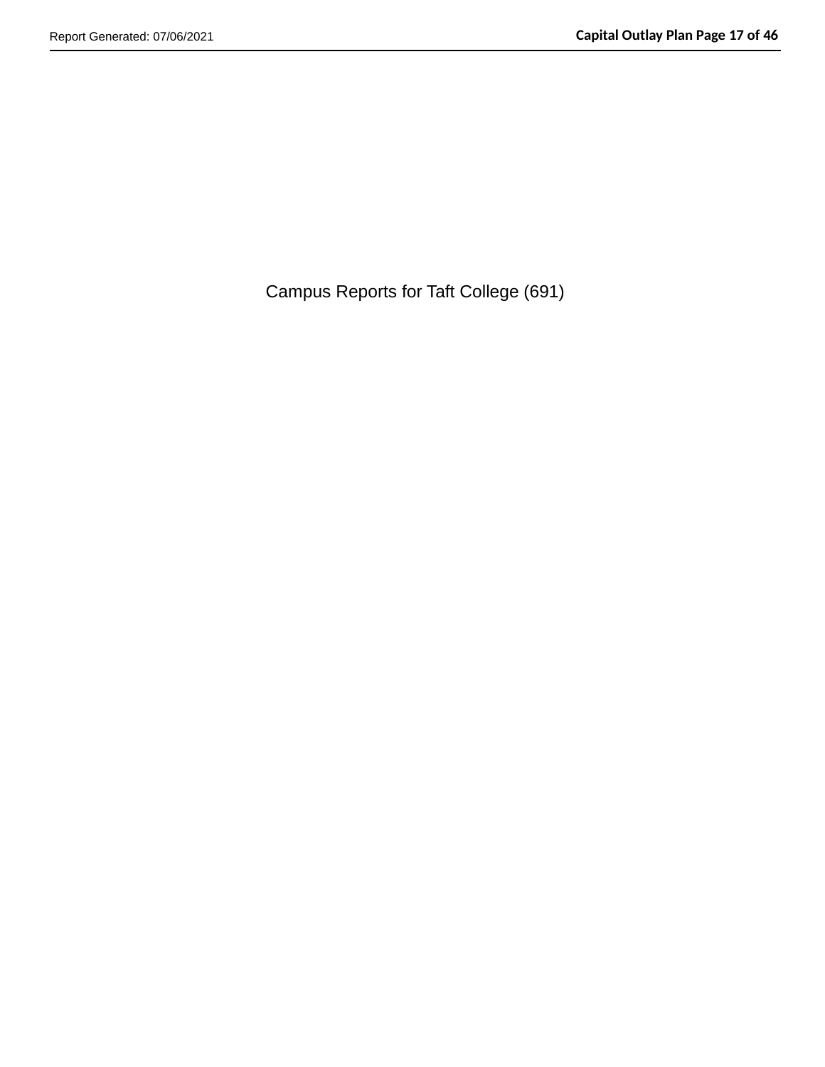Campus Reports for Taft College (691)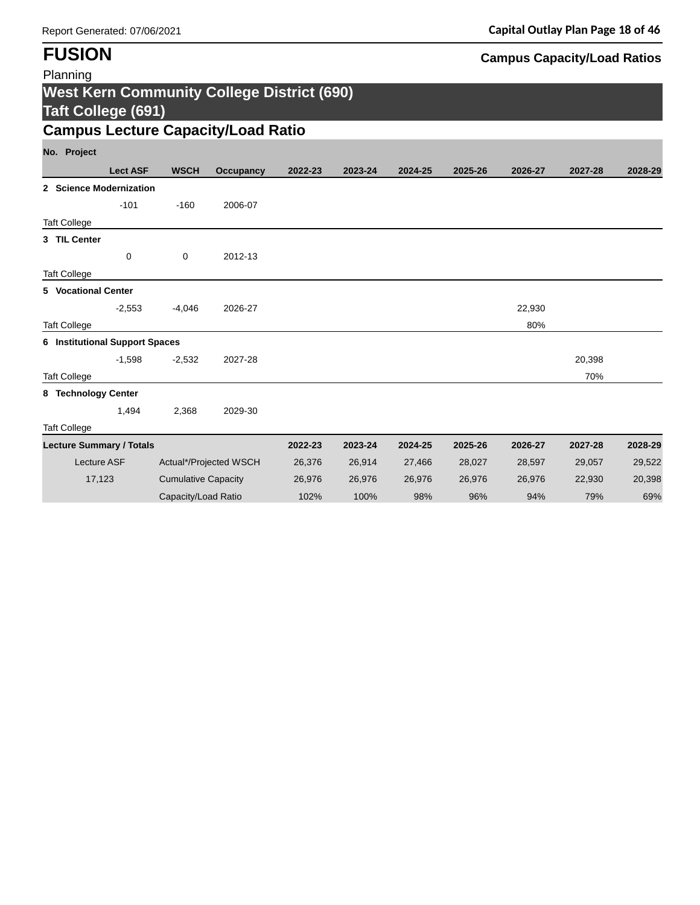# FUSION

Planning

**Campus Capacity/Load Ratios**

## West Kern Community College District (690)
## Taft College (691)

## Campus Lecture Capacity/Load Ratio

| No. Project | | | | | | | | | | |
|---|---|---|---|---|---|---|---|---|---|---|
| | **Lect ASF** | **WSCH** | **Occupancy** | **2022-23** | **2023-24** | **2024-25** | **2025-26** | **2026-27** | **2027-28** | **2028-29** |
| **2 Science Modernization** | | | | | | | | | | |
| | -101 | -160 | 2006-07 | | | | | | | |
| Taft College | | | | | | | | | | |
| **3 TIL Center** | | | | | | | | | | |
| | 0 | 0 | 2012-13 | | | | | | | |
| Taft College | | | | | | | | | | |
| **5 Vocational Center** | | | | | | | | | | |
| | -2,553 | -4,046 | 2026-27 | | | | | 22,930 | | |
| Taft College | | | | | | | | 80% | | |
| **6 Institutional Support Spaces** | | | | | | | | | | |
| | -1,598 | -2,532 | 2027-28 | | | | | | 20,398 | |
| Taft College | | | | | | | | | 70% | |
| **8 Technology Center** | | | | | | | | | | |
| | 1,494 | 2,368 | 2029-30 | | | | | | | |
| Taft College | | | | | | | | | | |

| **Lecture Summary / Totals** | | **2022-23** | **2023-24** | **2024-25** | **2025-26** | **2026-27** | **2027-28** | **2028-29** |
|---|---|---|---|---|---|---|---|---|
| Lecture ASF | Actual*/Projected WSCH | 26,376 | 26,914 | 27,466 | 28,027 | 28,597 | 29,057 | 29,522 |
| 17,123 | Cumulative Capacity | 26,976 | 26,976 | 26,976 | 26,976 | 26,976 | 22,930 | 20,398 |
| | Capacity/Load Ratio | 102% | 100% | 98% | 96% | 94% | 79% | 69% |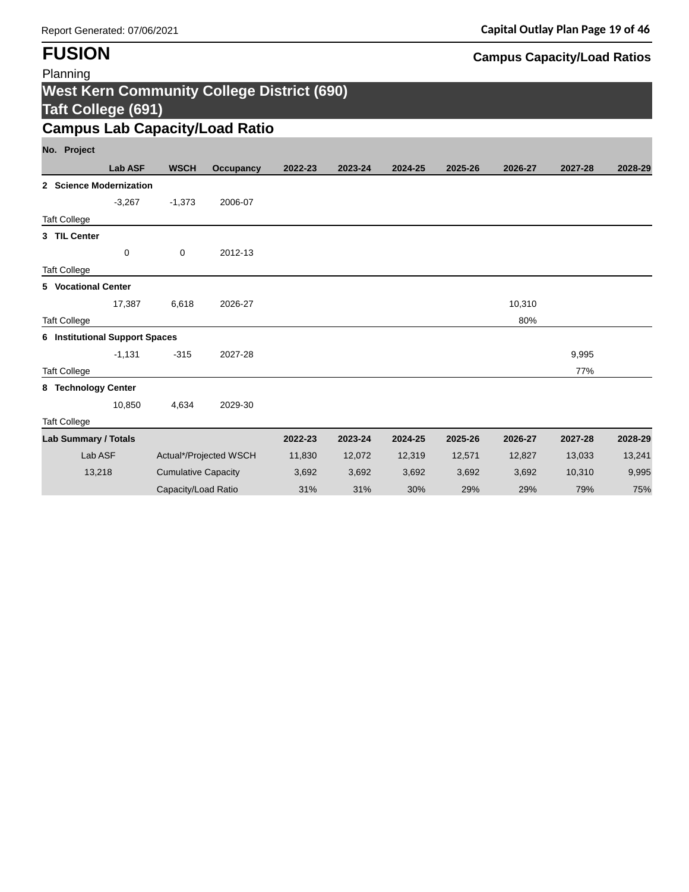# FUSION

Planning

**Campus Capacity/Load Ratios**

## West Kern Community College District (690)
## Taft College (691)

### Campus Lab Capacity/Load Ratio

| No. Project | Lab ASF | WSCH | Occupancy | 2022-23 | 2023-24 | 2024-25 | 2025-26 | 2026-27 | 2027-28 | 2028-29 |
|---|---|---|---|---|---|---|---|---|---|---|
| **2 Science Modernization** | | | | | | | | | | |
| | -3,267 | -1,373 | 2006-07 | | | | | | | |
| Taft College | | | | | | | | | | |
| **3 TIL Center** | | | | | | | | | | |
| | 0 | 0 | 2012-13 | | | | | | | |
| Taft College | | | | | | | | | | |
| **5 Vocational Center** | | | | | | | | | | |
| | 17,387 | 6,618 | 2026-27 | | | | | 10,310 | | |
| Taft College | | | | | | | | 80% | | |
| **6 Institutional Support Spaces** | | | | | | | | | | |
| | -1,131 | -315 | 2027-28 | | | | | | 9,995 | |
| Taft College | | | | | | | | | 77% | |
| **8 Technology Center** | | | | | | | | | | |
| | 10,850 | 4,634 | 2029-30 | | | | | | | |
| Taft College | | | | | | | | | | |
| **Lab Summary / Totals** | | | | **2022-23** | **2023-24** | **2024-25** | **2025-26** | **2026-27** | **2027-28** | **2028-29** |
| Lab ASF | | Actual*/Projected WSCH | | 11,830 | 12,072 | 12,319 | 12,571 | 12,827 | 13,033 | 13,241 |
| 13,218 | | Cumulative Capacity | | 3,692 | 3,692 | 3,692 | 3,692 | 3,692 | 10,310 | 9,995 |
| | | Capacity/Load Ratio | | 31% | 31% | 30% | 29% | 29% | 79% | 75% |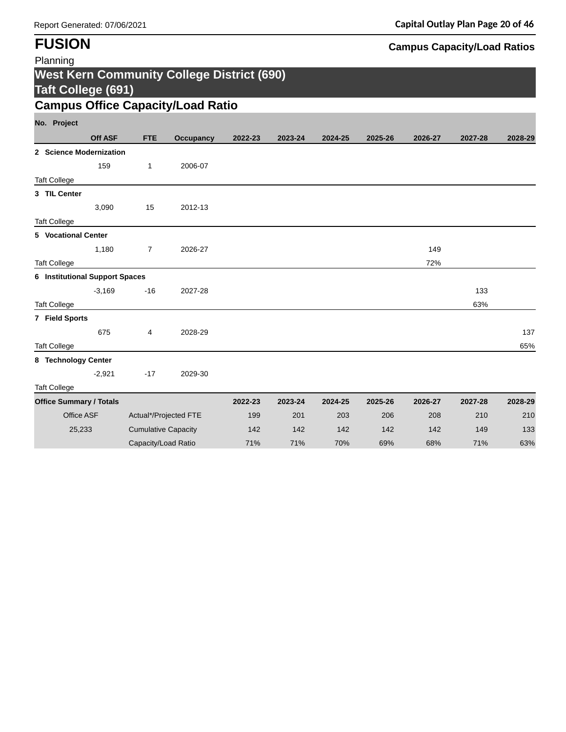# FUSION

Planning

**Campus Capacity/Load Ratios**

## West Kern Community College District (690)
## Taft College (691)

## Campus Office Capacity/Load Ratio

| No. Project | | | | | | | | | | |
|---|---|---|---|---|---|---|---|---|---|---|
| **Off ASF** | **FTE** | **Occupancy** | **2022-23** | **2023-24** | **2024-25** | **2025-26** | **2026-27** | **2027-28** | **2028-29** | |
| **2 Science Modernization** | | | | | | | | | | |
| 159 | 1 | 2006-07 | | | | | | | | |
| Taft College | | | | | | | | | | |
| **3 TIL Center** | | | | | | | | | | |
| 3,090 | 15 | 2012-13 | | | | | | | | |
| Taft College | | | | | | | | | | |
| **5 Vocational Center** | | | | | | | | | | |
| 1,180 | 7 | 2026-27 | | | | | 149 | | | |
| Taft College | | | | | | | 72% | | | |
| **6 Institutional Support Spaces** | | | | | | | | | | |
| -3,169 | -16 | 2027-28 | | | | | | 133 | | |
| Taft College | | | | | | | | 63% | | |
| **7 Field Sports** | | | | | | | | | | |
| 675 | 4 | 2028-29 | | | | | | | 137 | |
| Taft College | | | | | | | | | 65% | |
| **8 Technology Center** | | | | | | | | | | |
| -2,921 | -17 | 2029-30 | | | | | | | | |
| Taft College | | | | | | | | | | |

| **Office Summary / Totals** | | **2022-23** | **2023-24** | **2024-25** | **2025-26** | **2026-27** | **2027-28** | **2028-29** |
|---|---|---|---|---|---|---|---|---|
| Office ASF | Actual*/Projected FTE | 199 | 201 | 203 | 206 | 208 | 210 | 210 |
| 25,233 | Cumulative Capacity | 142 | 142 | 142 | 142 | 142 | 149 | 133 |
| | Capacity/Load Ratio | 71% | 71% | 70% | 69% | 68% | 71% | 63% |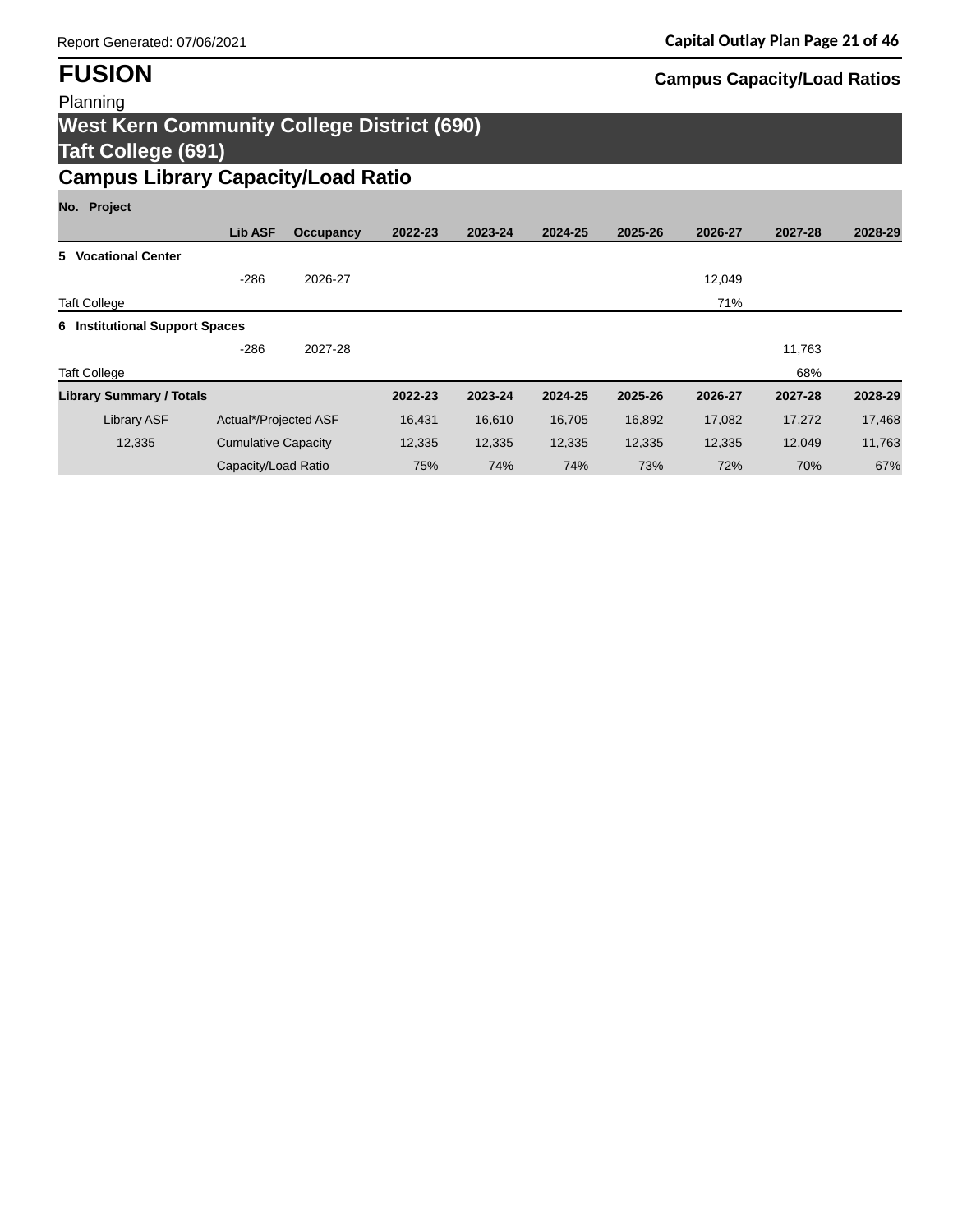Report Generated: 07/06/2021

# FUSION

Planning

**Campus Capacity/Load Ratios**

## West Kern Community College District (690)
## Taft College (691)

### Campus Library Capacity/Load Ratio

| No. Project | Lib ASF | Occupancy | 2022-23 | 2023-24 | 2024-25 | 2025-26 | 2026-27 | 2027-28 | 2028-29 |
|---|---|---|---|---|---|---|---|---|---|
| **5 Vocational Center** | | | | | | | | | |
| | -286 | 2026-27 | | | | | 12,049 | | |
| Taft College | | | | | | | 71% | | |
| **6 Institutional Support Spaces** | | | | | | | | | |
| | -286 | 2027-28 | | | | | | 11,763 | |
| Taft College | | | | | | | | 68% | |

| **Library Summary / Totals** | | **2022-23** | **2023-24** | **2024-25** | **2025-26** | **2026-27** | **2027-28** | **2028-29** |
|---|---|---|---|---|---|---|---|---|
| Library ASF | Actual*/Projected ASF | 16,431 | 16,610 | 16,705 | 16,892 | 17,082 | 17,272 | 17,468 |
| 12,335 | Cumulative Capacity | 12,335 | 12,335 | 12,335 | 12,335 | 12,335 | 12,049 | 11,763 |
| | Capacity/Load Ratio | 75% | 74% | 74% | 73% | 72% | 70% | 67% |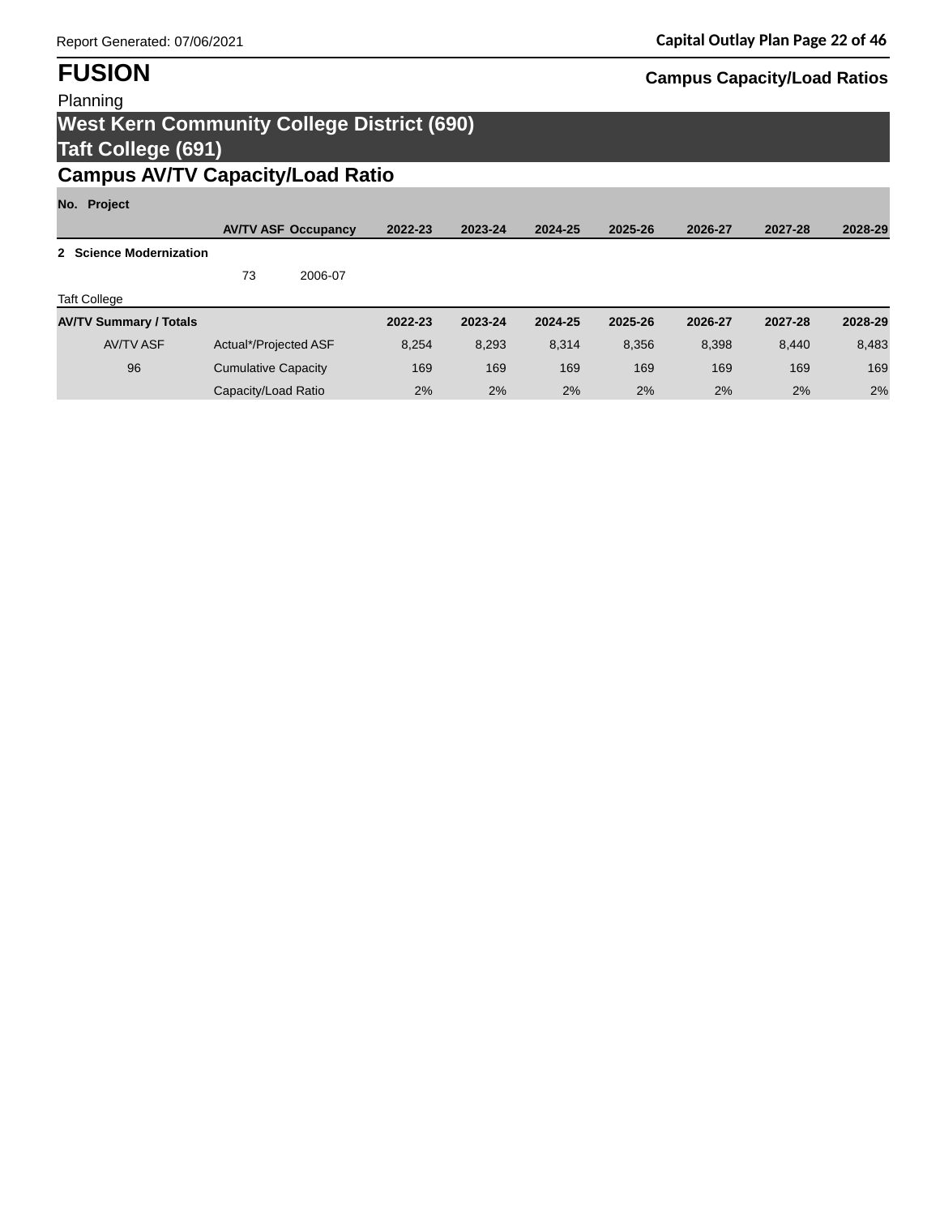# FUSION

Planning

**Campus Capacity/Load Ratios**

## West Kern Community College District (690)
## Taft College (691)

## Campus AV/TV Capacity/Load Ratio

| No. Project | AV/TV ASF | Occupancy | 2022-23 | 2023-24 | 2024-25 | 2025-26 | 2026-27 | 2027-28 | 2028-29 |
|---|---|---|---|---|---|---|---|---|---|
| **2 Science Modernization** | | | | | | | | | |
| | 73 | 2006-07 | | | | | | | |
| Taft College | | | | | | | | | |

| AV/TV Summary / Totals | | 2022-23 | 2023-24 | 2024-25 | 2025-26 | 2026-27 | 2027-28 | 2028-29 |
|---|---|---|---|---|---|---|---|---|
| AV/TV ASF | Actual*/Projected ASF | 8,254 | 8,293 | 8,314 | 8,356 | 8,398 | 8,440 | 8,483 |
| 96 | Cumulative Capacity | 169 | 169 | 169 | 169 | 169 | 169 | 169 |
| | Capacity/Load Ratio | 2% | 2% | 2% | 2% | 2% | 2% | 2% |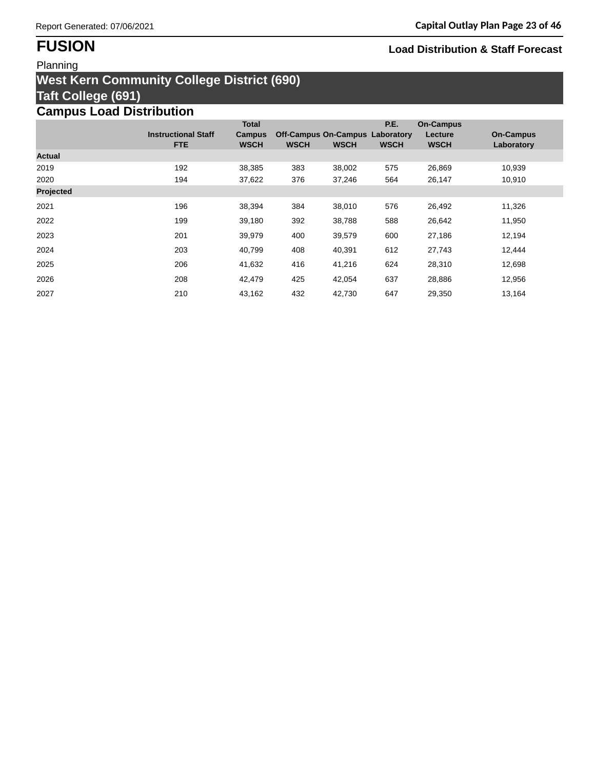# FUSION

Planning

**Load Distribution & Staff Forecast**

## West Kern Community College District (690)

## Taft College (691)

### Campus Load Distribution

| | Instructional Staff FTE | Total Campus WSCH | Off-Campus WSCH | On-Campus WSCH | P.E. Laboratory WSCH | On-Campus Lecture WSCH | On-Campus Laboratory |
|---|---|---|---|---|---|---|---|
| **Actual** | | | | | | | |
| 2019 | 192 | 38,385 | 383 | 38,002 | 575 | 26,869 | 10,939 |
| 2020 | 194 | 37,622 | 376 | 37,246 | 564 | 26,147 | 10,910 |
| **Projected** | | | | | | | |
| 2021 | 196 | 38,394 | 384 | 38,010 | 576 | 26,492 | 11,326 |
| 2022 | 199 | 39,180 | 392 | 38,788 | 588 | 26,642 | 11,950 |
| 2023 | 201 | 39,979 | 400 | 39,579 | 600 | 27,186 | 12,194 |
| 2024 | 203 | 40,799 | 408 | 40,391 | 612 | 27,743 | 12,444 |
| 2025 | 206 | 41,632 | 416 | 41,216 | 624 | 28,310 | 12,698 |
| 2026 | 208 | 42,479 | 425 | 42,054 | 637 | 28,886 | 12,956 |
| 2027 | 210 | 43,162 | 432 | 42,730 | 647 | 29,350 | 13,164 |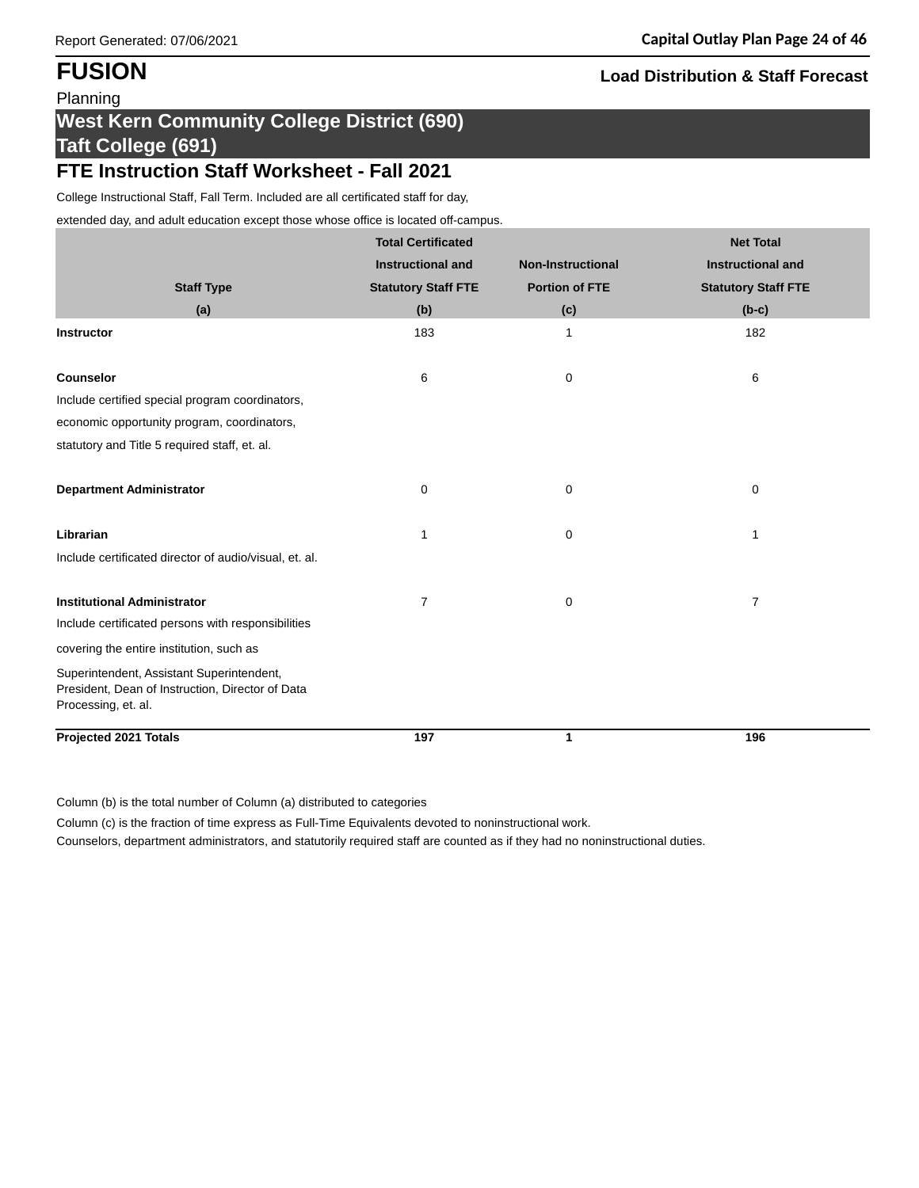# FUSION

**Load Distribution & Staff Forecast**

Planning

## West Kern Community College District (690)
## Taft College (691)

## FTE Instruction Staff Worksheet - Fall 2021

College Instructional Staff, Fall Term. Included are all certificated staff for day,

extended day, and adult education except those whose office is located off-campus.

| Staff Type (a) | Total Certificated Instructional and Statutory Staff FTE (b) | Non-Instructional Portion of FTE (c) | Net Total Instructional and Statutory Staff FTE (b-c) |
|---|---|---|---|
| **Instructor** | 183 | 1 | 182 |
| **Counselor** | 6 | 0 | 6 |
| Include certified special program coordinators, economic opportunity program, coordinators, statutory and Title 5 required staff, et. al. | | | |
| **Department Administrator** | 0 | 0 | 0 |
| **Librarian** | 1 | 0 | 1 |
| Include certificated director of audio/visual, et. al. | | | |
| **Institutional Administrator** | 7 | 0 | 7 |
| Include certificated persons with responsibilities covering the entire institution, such as Superintendent, Assistant Superintendent, President, Dean of Instruction, Director of Data Processing, et. al. | | | |
| **Projected 2021 Totals** | **197** | **1** | **196** |

Column (b) is the total number of Column (a) distributed to categories

Column (c) is the fraction of time express as Full-Time Equivalents devoted to noninstructional work.

Counselors, department administrators, and statutorily required staff are counted as if they had no noninstructional duties.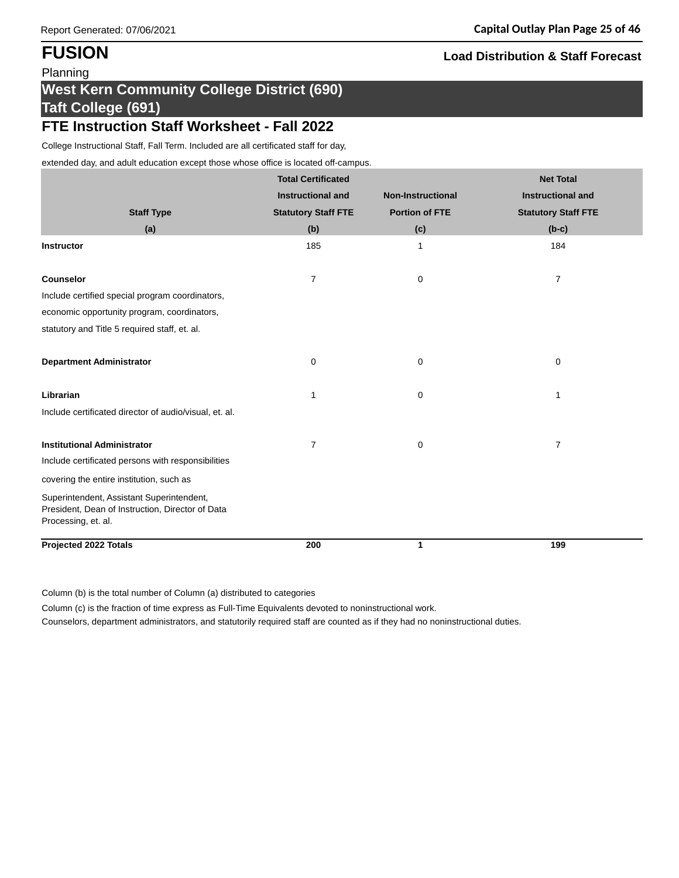# FUSION

**Load Distribution & Staff Forecast**

Planning

## West Kern Community College District (690)
## Taft College (691)

### FTE Instruction Staff Worksheet - Fall 2022

College Instructional Staff, Fall Term. Included are all certificated staff for day,

extended day, and adult education except those whose office is located off-campus.

| Staff Type (a) | Total Certificated Instructional and Statutory Staff FTE (b) | Non-Instructional Portion of FTE (c) | Net Total Instructional and Statutory Staff FTE (b-c) |
|---|---|---|---|
| **Instructor** | 185 | 1 | 184 |
| **Counselor**<br>Include certified special program coordinators, economic opportunity program, coordinators, statutory and Title 5 required staff, et. al. | 7 | 0 | 7 |
| **Department Administrator** | 0 | 0 | 0 |
| **Librarian**<br>Include certificated director of audio/visual, et. al. | 1 | 0 | 1 |
| **Institutional Administrator**<br>Include certificated persons with responsibilities covering the entire institution, such as Superintendent, Assistant Superintendent, President, Dean of Instruction, Director of Data Processing, et. al. | 7 | 0 | 7 |
| **Projected 2022 Totals** | **200** | **1** | **199** |

Column (b) is the total number of Column (a) distributed to categories

Column (c) is the fraction of time express as Full-Time Equivalents devoted to noninstructional work.

Counselors, department administrators, and statutorily required staff are counted as if they had no noninstructional duties.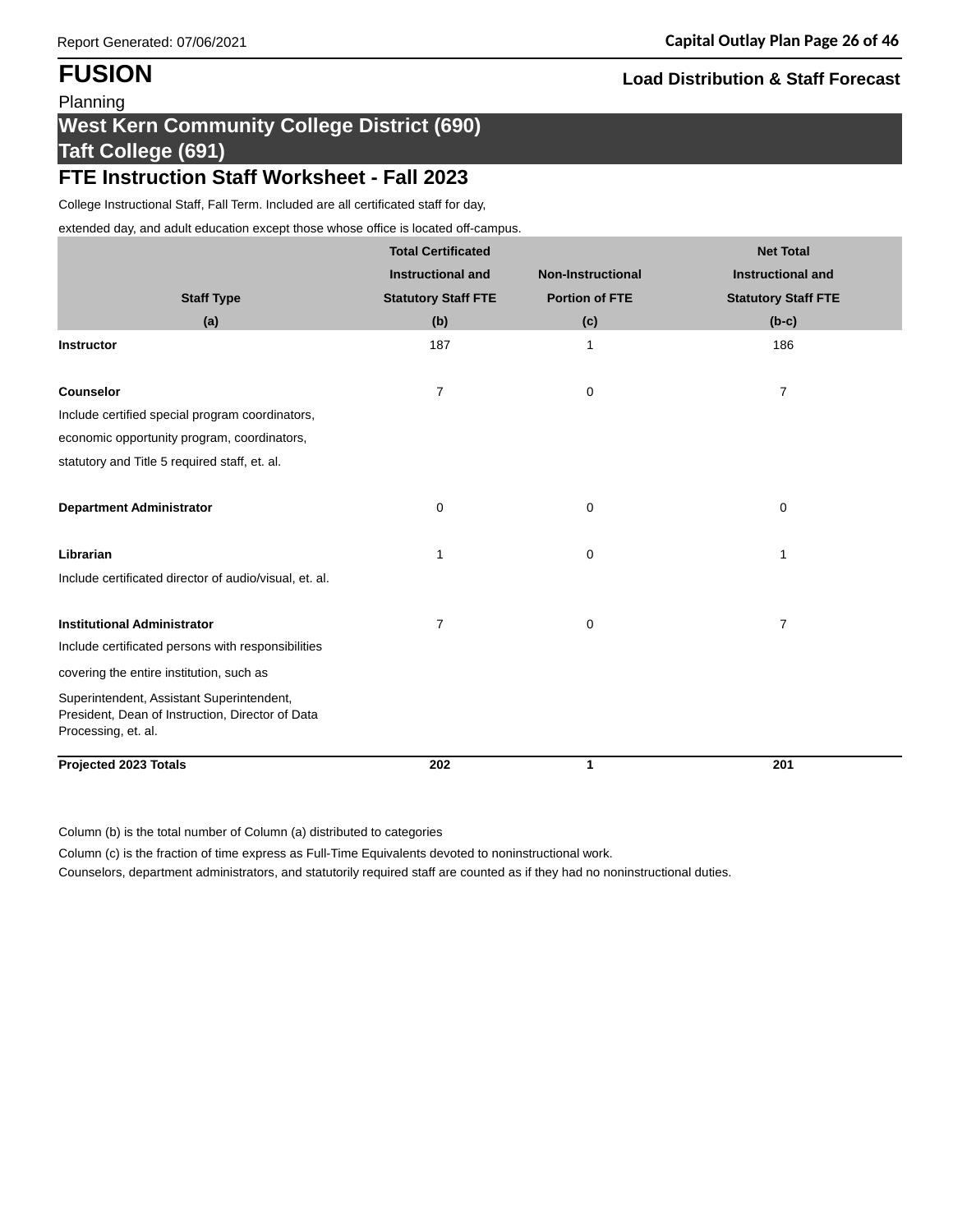# FUSION

Planning

**Load Distribution & Staff Forecast**

## West Kern Community College District (690)
## Taft College (691)

## FTE Instruction Staff Worksheet - Fall 2023

College Instructional Staff, Fall Term. Included are all certificated staff for day, extended day, and adult education except those whose office is located off-campus.

| Staff Type (a) | Total Certificated Instructional and Statutory Staff FTE (b) | Non-Instructional Portion of FTE (c) | Net Total Instructional and Statutory Staff FTE (b-c) |
|---|---|---|---|
| **Instructor** | 187 | 1 | 186 |
| **Counselor**<br>Include certified special program coordinators, economic opportunity program, coordinators, statutory and Title 5 required staff, et. al. | 7 | 0 | 7 |
| **Department Administrator** | 0 | 0 | 0 |
| **Librarian**<br>Include certificated director of audio/visual, et. al. | 1 | 0 | 1 |
| **Institutional Administrator**<br>Include certificated persons with responsibilities covering the entire institution, such as Superintendent, Assistant Superintendent, President, Dean of Instruction, Director of Data Processing, et. al. | 7 | 0 | 7 |
| **Projected 2023 Totals** | **202** | **1** | **201** |

Column (b) is the total number of Column (a) distributed to categories

Column (c) is the fraction of time express as Full-Time Equivalents devoted to noninstructional work.

Counselors, department administrators, and statutorily required staff are counted as if they had no noninstructional duties.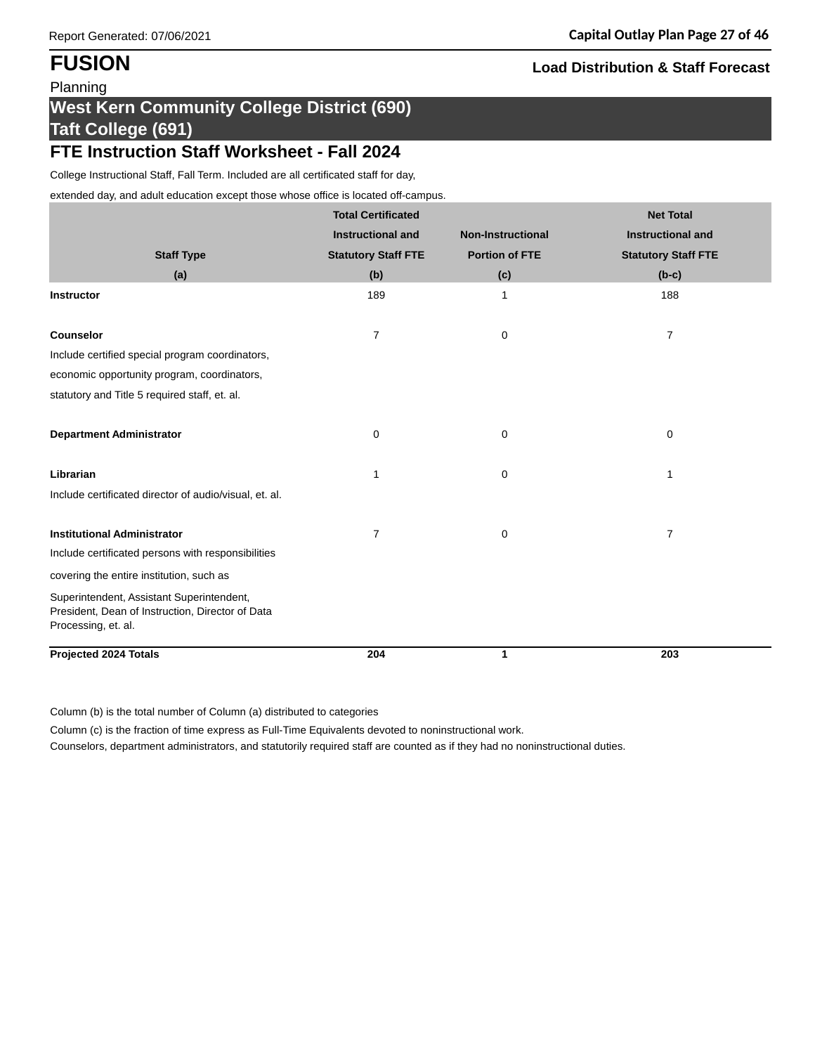# FUSION

Planning

**Load Distribution & Staff Forecast**

## West Kern Community College District (690)
## Taft College (691)

### FTE Instruction Staff Worksheet - Fall 2024

College Instructional Staff, Fall Term. Included are all certificated staff for day, extended day, and adult education except those whose office is located off-campus.

| Staff Type (a) | Total Certificated Instructional and Statutory Staff FTE (b) | Non-Instructional Portion of FTE (c) | Net Total Instructional and Statutory Staff FTE (b-c) |
|---|---|---|---|
| **Instructor** | 189 | 1 | 188 |
| **Counselor**<br>Include certified special program coordinators, economic opportunity program, coordinators, statutory and Title 5 required staff, et. al. | 7 | 0 | 7 |
| **Department Administrator** | 0 | 0 | 0 |
| **Librarian**<br>Include certificated director of audio/visual, et. al. | 1 | 0 | 1 |
| **Institutional Administrator**<br>Include certificated persons with responsibilities covering the entire institution, such as Superintendent, Assistant Superintendent, President, Dean of Instruction, Director of Data Processing, et. al. | 7 | 0 | 7 |
| **Projected 2024 Totals** | **204** | **1** | **203** |

Column (b) is the total number of Column (a) distributed to categories

Column (c) is the fraction of time express as Full-Time Equivalents devoted to noninstructional work.

Counselors, department administrators, and statutorily required staff are counted as if they had no noninstructional duties.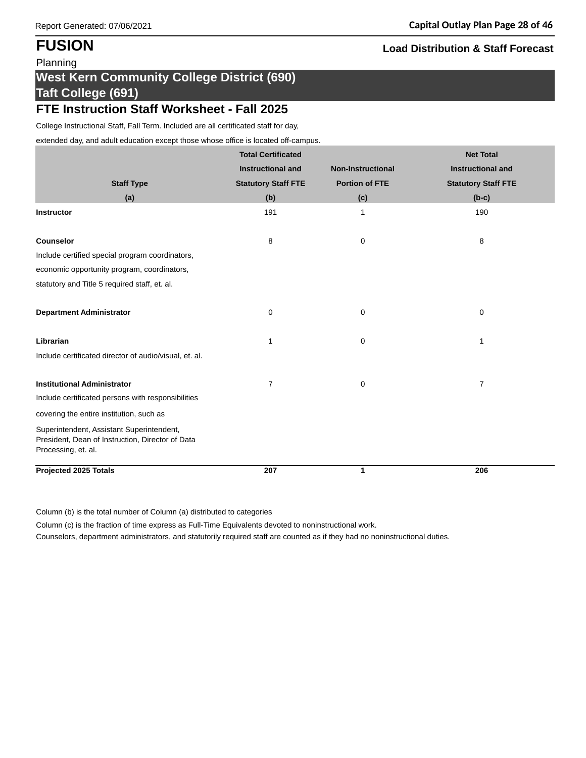# FUSION

**Load Distribution & Staff Forecast**

Planning

## West Kern Community College District (690)
## Taft College (691)

### FTE Instruction Staff Worksheet - Fall 2025

College Instructional Staff, Fall Term. Included are all certificated staff for day, extended day, and adult education except those whose office is located off-campus.

| Staff Type (a) | Total Certificated Instructional and Statutory Staff FTE (b) | Non-Instructional Portion of FTE (c) | Net Total Instructional and Statutory Staff FTE (b-c) |
|---|---|---|---|
| **Instructor** | 191 | 1 | 190 |
| **Counselor**<br>Include certified special program coordinators, economic opportunity program, coordinators, statutory and Title 5 required staff, et. al. | 8 | 0 | 8 |
| **Department Administrator** | 0 | 0 | 0 |
| **Librarian**<br>Include certificated director of audio/visual, et. al. | 1 | 0 | 1 |
| **Institutional Administrator**<br>Include certificated persons with responsibilities covering the entire institution, such as Superintendent, Assistant Superintendent, President, Dean of Instruction, Director of Data Processing, et. al. | 7 | 0 | 7 |
| **Projected 2025 Totals** | **207** | **1** | **206** |

Column (b) is the total number of Column (a) distributed to categories

Column (c) is the fraction of time express as Full-Time Equivalents devoted to noninstructional work.

Counselors, department administrators, and statutorily required staff are counted as if they had no noninstructional duties.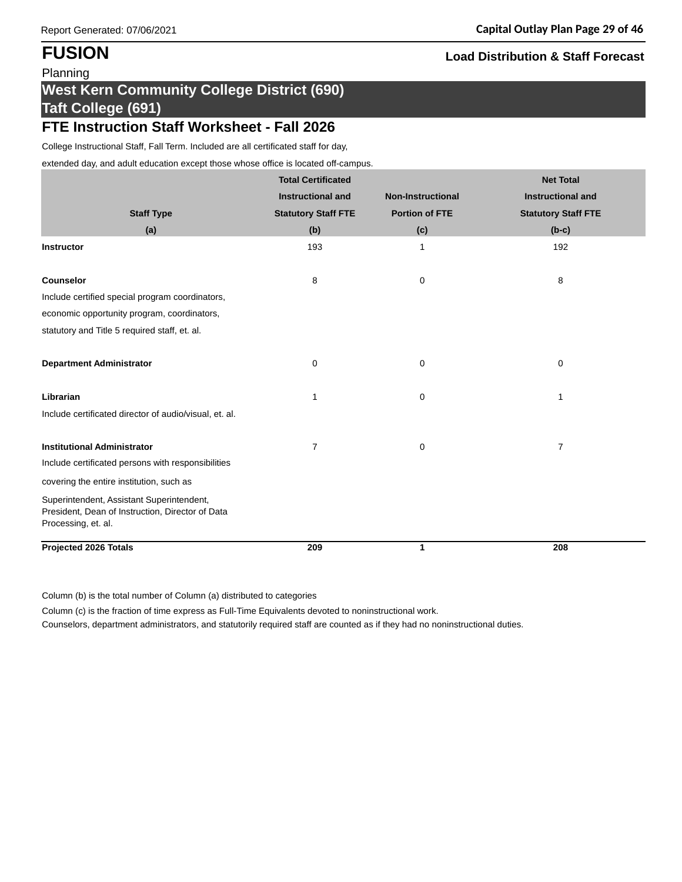# FUSION

**Load Distribution & Staff Forecast**

Planning

## West Kern Community College District (690)
## Taft College (691)

### FTE Instruction Staff Worksheet - Fall 2026

College Instructional Staff, Fall Term. Included are all certificated staff for day, extended day, and adult education except those whose office is located off-campus.

| Staff Type<br>(a) | Total Certificated Instructional and Statutory Staff FTE<br>(b) | Non-Instructional Portion of FTE<br>(c) | Net Total Instructional and Statutory Staff FTE<br>(b-c) |
|---|---|---|---|
| **Instructor** | 193 | 1 | 192 |
| **Counselor**<br>Include certified special program coordinators, economic opportunity program, coordinators, statutory and Title 5 required staff, et. al. | 8 | 0 | 8 |
| **Department Administrator** | 0 | 0 | 0 |
| **Librarian**<br>Include certificated director of audio/visual, et. al. | 1 | 0 | 1 |
| **Institutional Administrator**<br>Include certificated persons with responsibilities covering the entire institution, such as Superintendent, Assistant Superintendent, President, Dean of Instruction, Director of Data Processing, et. al. | 7 | 0 | 7 |
| **Projected 2026 Totals** | **209** | **1** | **208** |

Column (b) is the total number of Column (a) distributed to categories

Column (c) is the fraction of time express as Full-Time Equivalents devoted to noninstructional work.

Counselors, department administrators, and statutorily required staff are counted as if they had no noninstructional duties.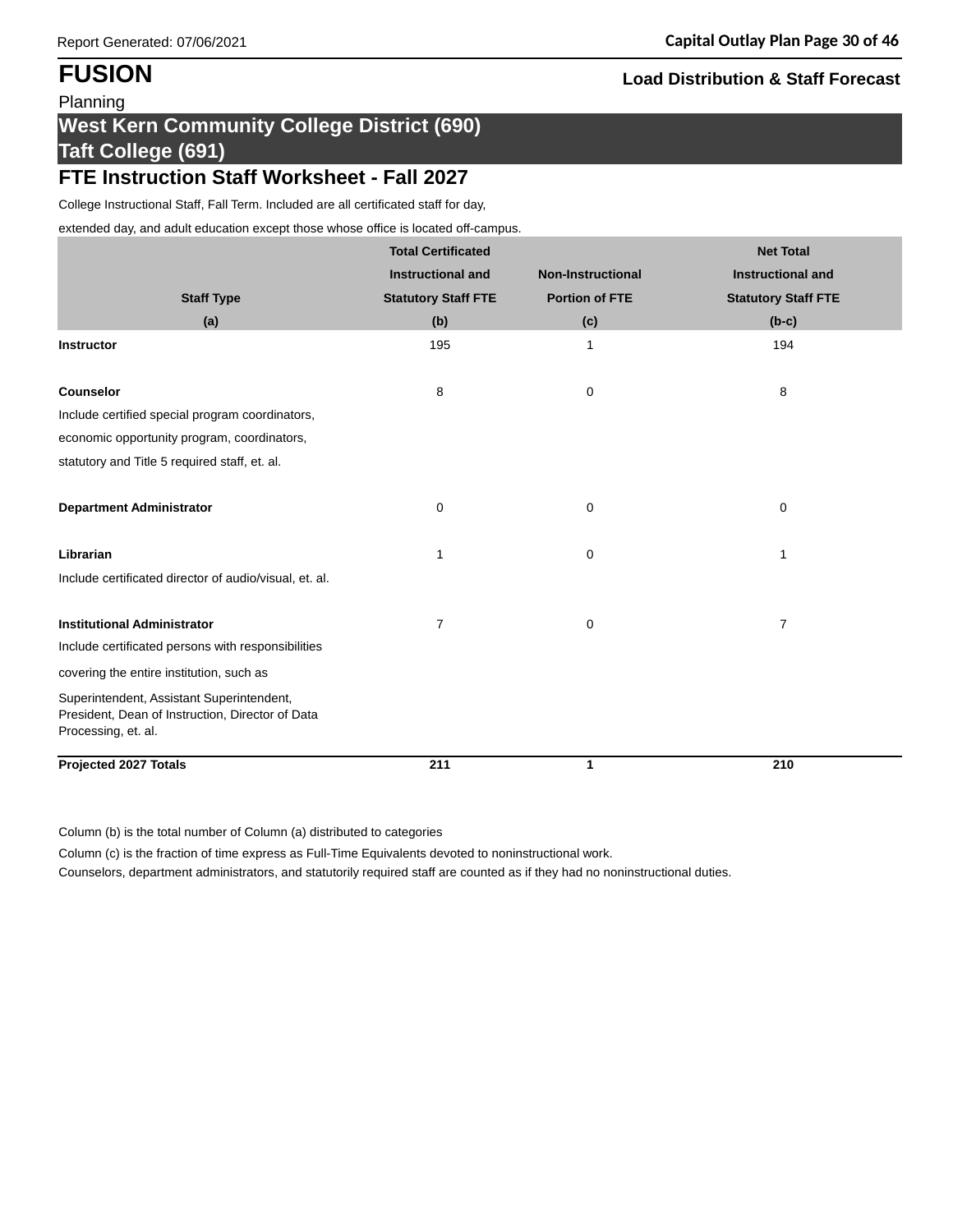# FUSION

Planning

**Load Distribution & Staff Forecast**

## West Kern Community College District (690)
## Taft College (691)

### FTE Instruction Staff Worksheet - Fall 2027

College Instructional Staff, Fall Term. Included are all certificated staff for day,

extended day, and adult education except those whose office is located off-campus.

| Staff Type (a) | Total Certificated Instructional and Statutory Staff FTE (b) | Non-Instructional Portion of FTE (c) | Net Total Instructional and Statutory Staff FTE (b-c) |
|---|---|---|---|
| **Instructor** | 195 | 1 | 194 |
| **Counselor** | 8 | 0 | 8 |
| Include certified special program coordinators, economic opportunity program, coordinators, statutory and Title 5 required staff, et. al. | | | |
| **Department Administrator** | 0 | 0 | 0 |
| **Librarian** | 1 | 0 | 1 |
| Include certificated director of audio/visual, et. al. | | | |
| **Institutional Administrator** | 7 | 0 | 7 |
| Include certificated persons with responsibilities covering the entire institution, such as Superintendent, Assistant Superintendent, President, Dean of Instruction, Director of Data Processing, et. al. | | | |
| **Projected 2027 Totals** | **211** | **1** | **210** |

Column (b) is the total number of Column (a) distributed to categories

Column (c) is the fraction of time express as Full-Time Equivalents devoted to noninstructional work.

Counselors, department administrators, and statutorily required staff are counted as if they had no noninstructional duties.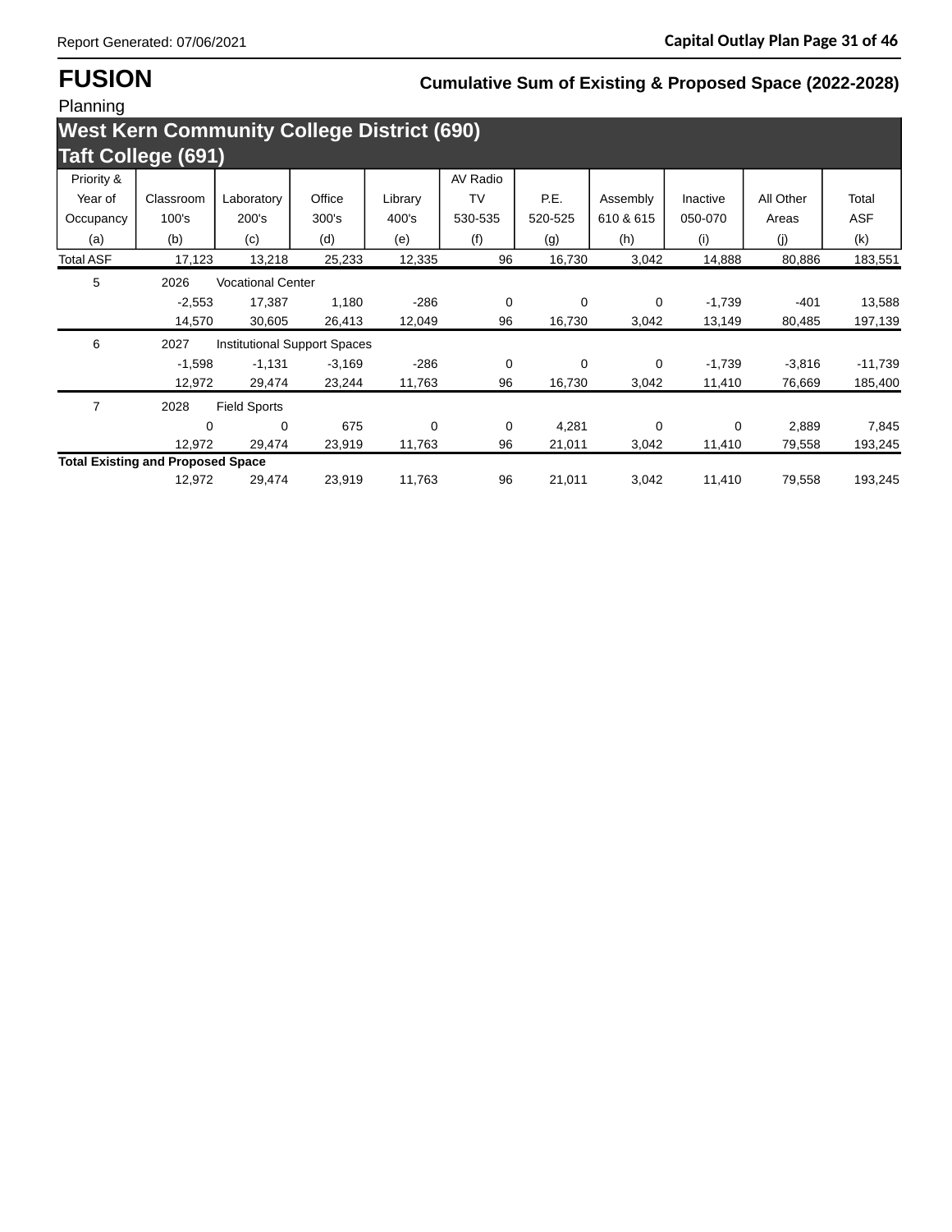Report Generated: 07/06/2021

# FUSION

Planning

## Cumulative Sum of Existing & Proposed Space (2022-2028)

## West Kern Community College District (690)
## Taft College (691)

| Priority & Year of Occupancy (a) | Classroom 100's (b) | Laboratory 200's (c) | Office 300's (d) | Library 400's (e) | AV Radio TV 530-535 (f) | P.E. 520-525 (g) | Assembly 610 & 615 (h) | Inactive 050-070 (i) | All Other Areas (j) | Total ASF (k) |
|---|---|---|---|---|---|---|---|---|---|---|
| Total ASF | 17,123 | 13,218 | 25,233 | 12,335 | 96 | 16,730 | 3,042 | 14,888 | 80,886 | 183,551 |
| 5 | 2026 | Vocational Center | | | | | | | | |
| | -2,553 | 17,387 | 1,180 | -286 | 0 | 0 | 0 | -1,739 | -401 | 13,588 |
| | 14,570 | 30,605 | 26,413 | 12,049 | 96 | 16,730 | 3,042 | 13,149 | 80,485 | 197,139 |
| 6 | 2027 | Institutional Support Spaces | | | | | | | | |
| | -1,598 | -1,131 | -3,169 | -286 | 0 | 0 | 0 | -1,739 | -3,816 | -11,739 |
| | 12,972 | 29,474 | 23,244 | 11,763 | 96 | 16,730 | 3,042 | 11,410 | 76,669 | 185,400 |
| 7 | 2028 | Field Sports | | | | | | | | |
| | 0 | 0 | 675 | 0 | 0 | 4,281 | 0 | 0 | 2,889 | 7,845 |
| | 12,972 | 29,474 | 23,919 | 11,763 | 96 | 21,011 | 3,042 | 11,410 | 79,558 | 193,245 |
| **Total Existing and Proposed Space** | | | | | | | | | | |
| | 12,972 | 29,474 | 23,919 | 11,763 | 96 | 21,011 | 3,042 | 11,410 | 79,558 | 193,245 |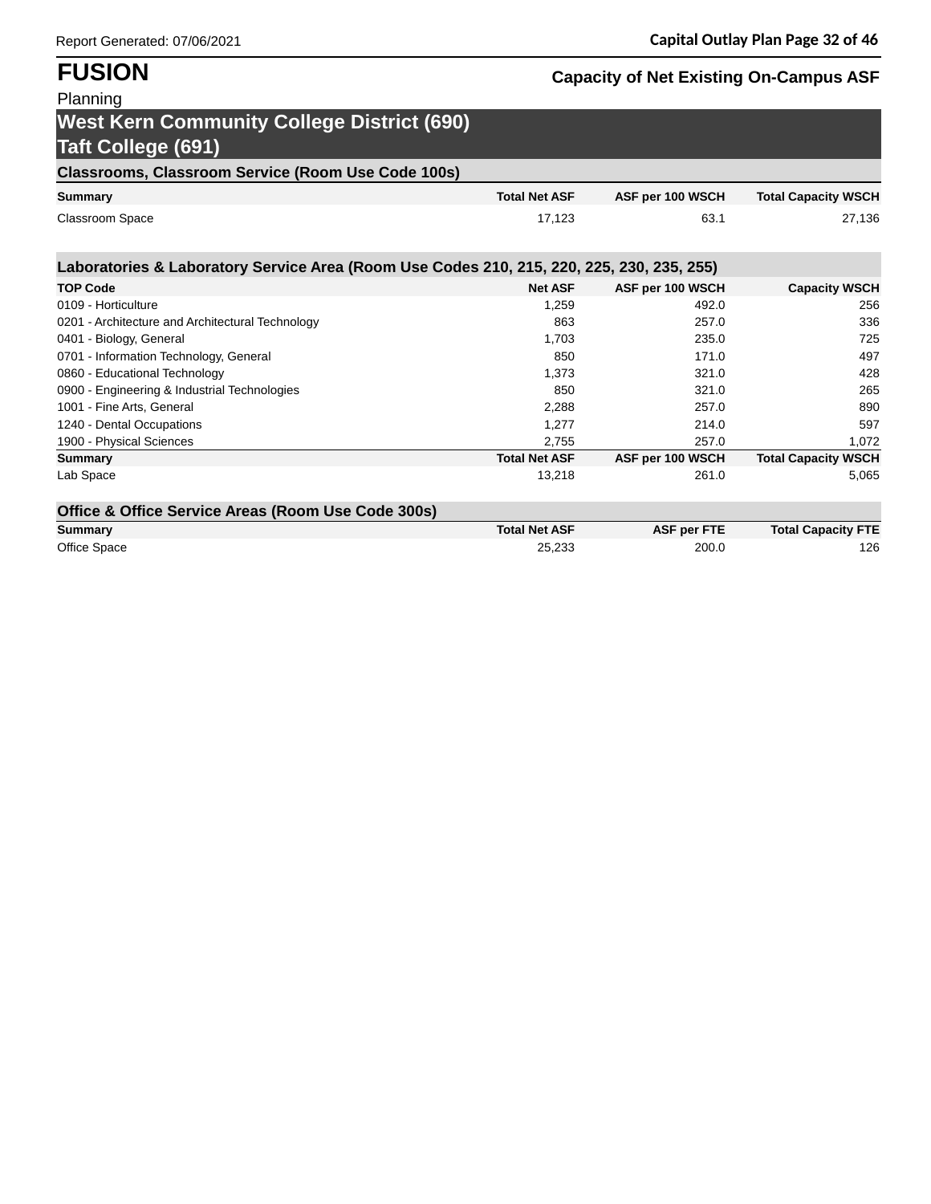# FUSION

Planning

## Capacity of Net Existing On-Campus ASF

## West Kern Community College District (690)
## Taft College (691)

### Classrooms, Classroom Service (Room Use Code 100s)

| Summary | Total Net ASF | ASF per 100 WSCH | Total Capacity WSCH |
|---|---|---|---|
| Classroom Space | 17,123 | 63.1 | 27,136 |

### Laboratories & Laboratory Service Area (Room Use Codes 210, 215, 220, 225, 230, 235, 255)

| TOP Code | Net ASF | ASF per 100 WSCH | Capacity WSCH |
|---|---|---|---|
| 0109 - Horticulture | 1,259 | 492.0 | 256 |
| 0201 - Architecture and Architectural Technology | 863 | 257.0 | 336 |
| 0401 - Biology, General | 1,703 | 235.0 | 725 |
| 0701 - Information Technology, General | 850 | 171.0 | 497 |
| 0860 - Educational Technology | 1,373 | 321.0 | 428 |
| 0900 - Engineering & Industrial Technologies | 850 | 321.0 | 265 |
| 1001 - Fine Arts, General | 2,288 | 257.0 | 890 |
| 1240 - Dental Occupations | 1,277 | 214.0 | 597 |
| 1900 - Physical Sciences | 2,755 | 257.0 | 1,072 |
| **Summary** | **Total Net ASF** | **ASF per 100 WSCH** | **Total Capacity WSCH** |
| Lab Space | 13,218 | 261.0 | 5,065 |

### Office & Office Service Areas (Room Use Code 300s)

| Summary | Total Net ASF | ASF per FTE | Total Capacity FTE |
|---|---|---|---|
| Office Space | 25,233 | 200.0 | 126 |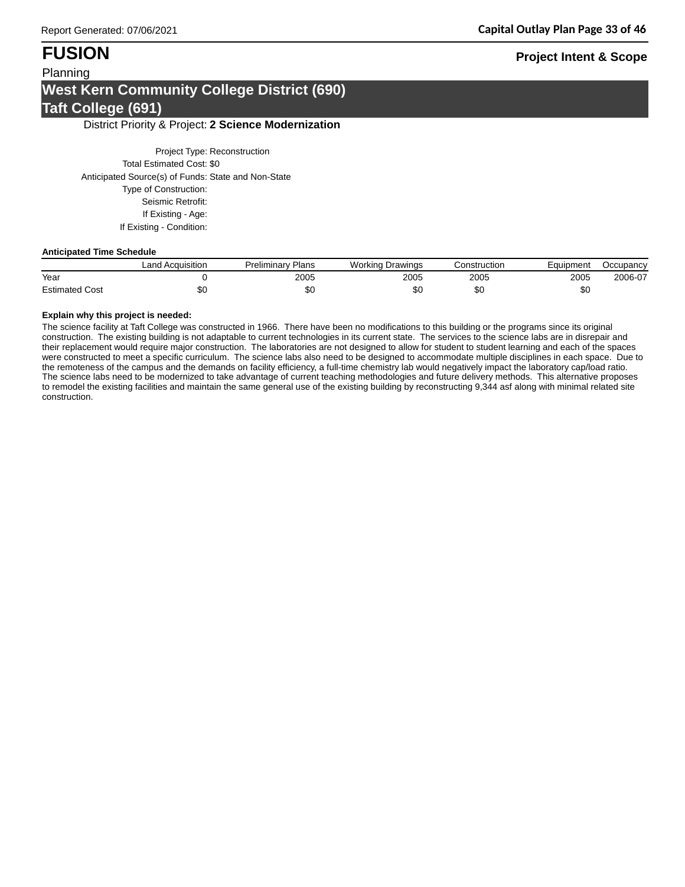# FUSION

**Project Intent & Scope**

Planning

## West Kern Community College District (690)
## Taft College (691)

District Priority & Project: **2 Science Modernization**

Project Type: Reconstruction
Total Estimated Cost: $0
Anticipated Source(s) of Funds: State and Non-State
Type of Construction:
Seismic Retrofit:
If Existing - Age:
If Existing - Condition:

**Anticipated Time Schedule**

| | Land Acquisition | Preliminary Plans | Working Drawings | Construction | Equipment | Occupancy |
|---|---|---|---|---|---|---|
| Year | 0 | 2005 | 2005 | 2005 | 2005 | 2006-07 |
| Estimated Cost | $0 | $0 | $0 | $0 | $0 | |

**Explain why this project is needed:**

The science facility at Taft College was constructed in 1966. There have been no modifications to this building or the programs since its original construction. The existing building is not adaptable to current technologies in its current state. The services to the science labs are in disrepair and their replacement would require major construction. The laboratories are not designed to allow for student to student learning and each of the spaces were constructed to meet a specific curriculum. The science labs also need to be designed to accommodate multiple disciplines in each space. Due to the remoteness of the campus and the demands on facility efficiency, a full-time chemistry lab would negatively impact the laboratory cap/load ratio. The science labs need to be modernized to take advantage of current teaching methodologies and future delivery methods. This alternative proposes to remodel the existing facilities and maintain the same general use of the existing building by reconstructing 9,344 asf along with minimal related site construction.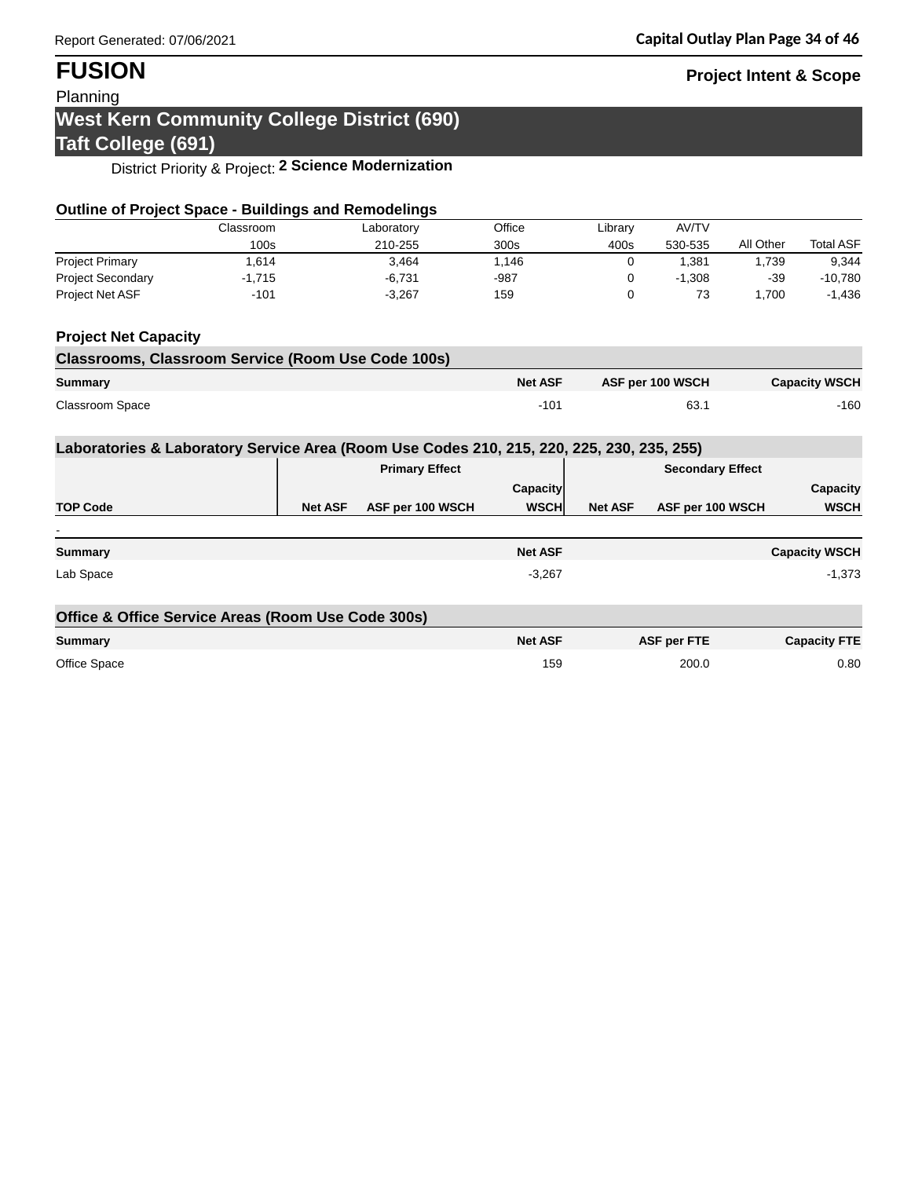# FUSION

Planning

**Project Intent & Scope**

## West Kern Community College District (690)
## Taft College (691)

District Priority & Project: **2 Science Modernization**

### Outline of Project Space - Buildings and Remodelings

| | Classroom 100s | Laboratory 210-255 | Office 300s | Library 400s | AV/TV 530-535 | All Other | Total ASF |
|---|---|---|---|---|---|---|---|
| Project Primary | 1,614 | 3,464 | 1,146 | 0 | 1,381 | 1,739 | 9,344 |
| Project Secondary | -1,715 | -6,731 | -987 | 0 | -1,308 | -39 | -10,780 |
| Project Net ASF | -101 | -3,267 | 159 | 0 | 73 | 1,700 | -1,436 |

### Project Net Capacity

#### Classrooms, Classroom Service (Room Use Code 100s)

| Summary | Net ASF | ASF per 100 WSCH | Capacity WSCH |
|---|---|---|---|
| Classroom Space | -101 | 63.1 | -160 |

#### Laboratories & Laboratory Service Area (Room Use Codes 210, 215, 220, 225, 230, 235, 255)

| | Primary Effect | | | Secondary Effect | | |
|---|---|---|---|---|---|---|
| **TOP Code** | **Net ASF** | **ASF per 100 WSCH** | **Capacity WSCH** | **Net ASF** | **ASF per 100 WSCH** | **Capacity WSCH** |
| - | | | | | | |

| Summary | Net ASF | Capacity WSCH |
|---|---|---|
| Lab Space | -3,267 | -1,373 |

#### Office & Office Service Areas (Room Use Code 300s)

| Summary | Net ASF | ASF per FTE | Capacity FTE |
|---|---|---|---|
| Office Space | 159 | 200.0 | 0.80 |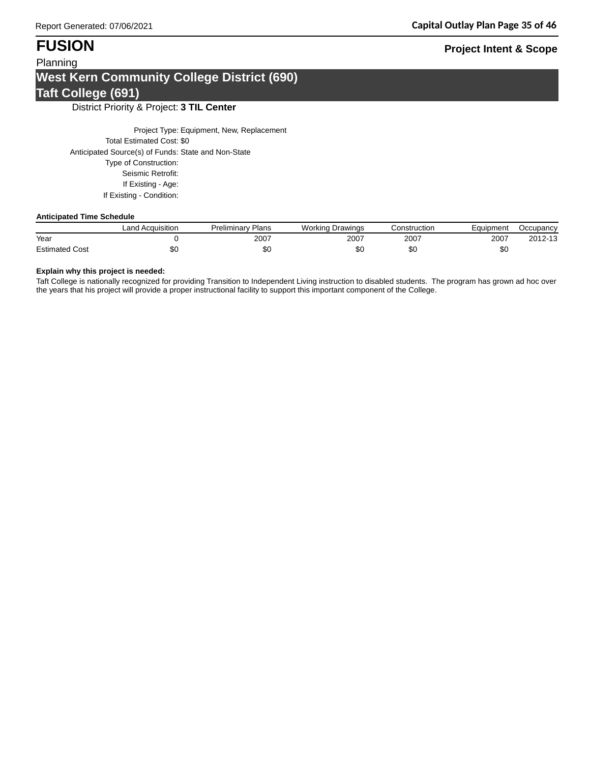# FUSION

**Project Intent & Scope**

Planning

## West Kern Community College District (690)
## Taft College (691)

District Priority & Project: **3 TIL Center**

Project Type: Equipment, New, Replacement
Total Estimated Cost: $0
Anticipated Source(s) of Funds: State and Non-State
Type of Construction:
Seismic Retrofit:
If Existing - Age:
If Existing - Condition:

**Anticipated Time Schedule**

| | Land Acquisition | Preliminary Plans | Working Drawings | Construction | Equipment | Occupancy |
|---|---|---|---|---|---|---|
| Year | 0 | 2007 | 2007 | 2007 | 2007 | 2012-13 |
| Estimated Cost | $0 | $0 | $0 | $0 | $0 | |

**Explain why this project is needed:**

Taft College is nationally recognized for providing Transition to Independent Living instruction to disabled students. The program has grown ad hoc over the years that his project will provide a proper instructional facility to support this important component of the College.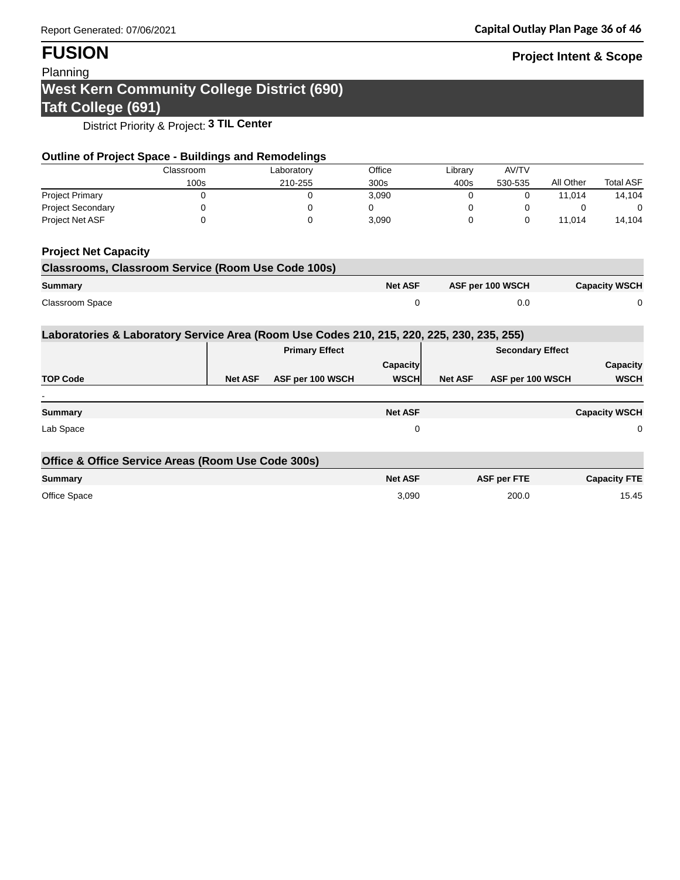# FUSION

**Project Intent & Scope**

Planning

## West Kern Community College District (690)
## Taft College (691)

District Priority & Project: **3 TIL Center**

### Outline of Project Space - Buildings and Remodelings

| | Classroom 100s | Laboratory 210-255 | Office 300s | Library 400s | AV/TV 530-535 | All Other | Total ASF |
|---|---|---|---|---|---|---|---|
| Project Primary | 0 | 0 | 3,090 | 0 | 0 | 11,014 | 14,104 |
| Project Secondary | 0 | 0 | 0 | 0 | 0 | 0 | 0 |
| Project Net ASF | 0 | 0 | 3,090 | 0 | 0 | 11,014 | 14,104 |

### Project Net Capacity

#### Classrooms, Classroom Service (Room Use Code 100s)

| Summary | Net ASF | ASF per 100 WSCH | Capacity WSCH |
|---|---|---|---|
| Classroom Space | 0 | 0.0 | 0 |

#### Laboratories & Laboratory Service Area (Room Use Codes 210, 215, 220, 225, 230, 235, 255)

| | Primary Effect | | | Secondary Effect | | |
|---|---|---|---|---|---|---|
| TOP Code | Net ASF | ASF per 100 WSCH | Capacity WSCH | Net ASF | ASF per 100 WSCH | Capacity WSCH |
| - | | | | | | |

| Summary | Net ASF | Capacity WSCH |
|---|---|---|
| Lab Space | 0 | 0 |

#### Office & Office Service Areas (Room Use Code 300s)

| Summary | Net ASF | ASF per FTE | Capacity FTE |
|---|---|---|---|
| Office Space | 3,090 | 200.0 | 15.45 |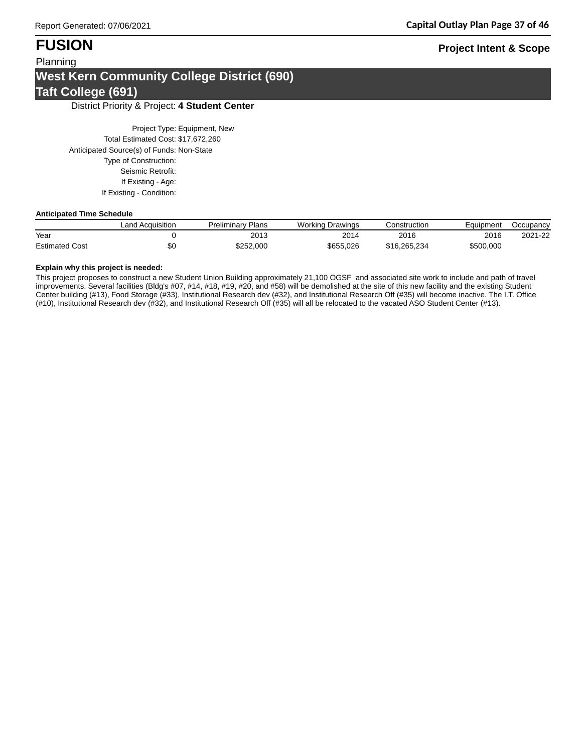# FUSION

**Project Intent & Scope**

Planning

## West Kern Community College District (690)
## Taft College (691)

District Priority & Project: **4 Student Center**

Project Type: Equipment, New
Total Estimated Cost: $17,672,260
Anticipated Source(s) of Funds: Non-State
Type of Construction:
Seismic Retrofit:
If Existing - Age:
If Existing - Condition:

**Anticipated Time Schedule**

| | Land Acquisition | Preliminary Plans | Working Drawings | Construction | Equipment | Occupancy |
|---|---|---|---|---|---|---|
| Year | 0 | 2013 | 2014 | 2016 | 2016 | 2021-22 |
| Estimated Cost | $0 | $252,000 | $655,026 | $16,265,234 | $500,000 | |

**Explain why this project is needed:**

This project proposes to construct a new Student Union Building approximately 21,100 OGSF and associated site work to include and path of travel improvements. Several facilities (Bldg's #07, #14, #18, #19, #20, and #58) will be demolished at the site of this new facility and the existing Student Center building (#13), Food Storage (#33), Institutional Research dev (#32), and Institutional Research Off (#35) will become inactive. The I.T. Office (#10), Institutional Research dev (#32), and Institutional Research Off (#35) will all be relocated to the vacated ASO Student Center (#13).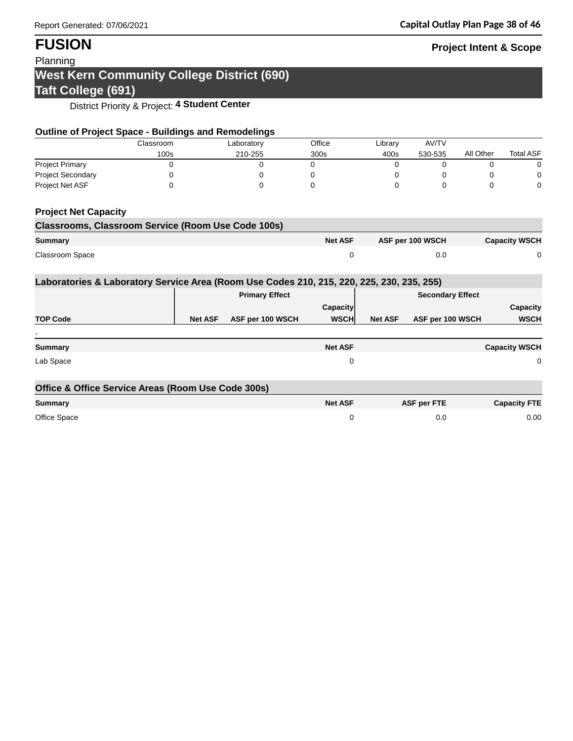# FUSION

Planning

**Project Intent & Scope**

## West Kern Community College District (690)
## Taft College (691)

District Priority & Project: **4 Student Center**

### Outline of Project Space - Buildings and Remodelings

| | Classroom | Laboratory | Office | Library | AV/TV | | |
|---|---|---|---|---|---|---|---|
| | 100s | 210-255 | 300s | 400s | 530-535 | All Other | Total ASF |
| Project Primary | 0 | 0 | 0 | 0 | 0 | 0 | 0 |
| Project Secondary | 0 | 0 | 0 | 0 | 0 | 0 | 0 |
| Project Net ASF | 0 | 0 | 0 | 0 | 0 | 0 | 0 |

### Project Net Capacity

#### Classrooms, Classroom Service (Room Use Code 100s)

| Summary | Net ASF | ASF per 100 WSCH | Capacity WSCH |
|---|---|---|---|
| Classroom Space | 0 | 0.0 | 0 |

#### Laboratories & Laboratory Service Area (Room Use Codes 210, 215, 220, 225, 230, 235, 255)

| | Primary Effect | | | Secondary Effect | | |
|---|---|---|---|---|---|---|
| TOP Code | Net ASF | ASF per 100 WSCH | Capacity WSCH | Net ASF | ASF per 100 WSCH | Capacity WSCH |
| - | | | | | | |

| Summary | Net ASF | Capacity WSCH |
|---|---|---|
| Lab Space | 0 | 0 |

#### Office & Office Service Areas (Room Use Code 300s)

| Summary | Net ASF | ASF per FTE | Capacity FTE |
|---|---|---|---|
| Office Space | 0 | 0.0 | 0.00 |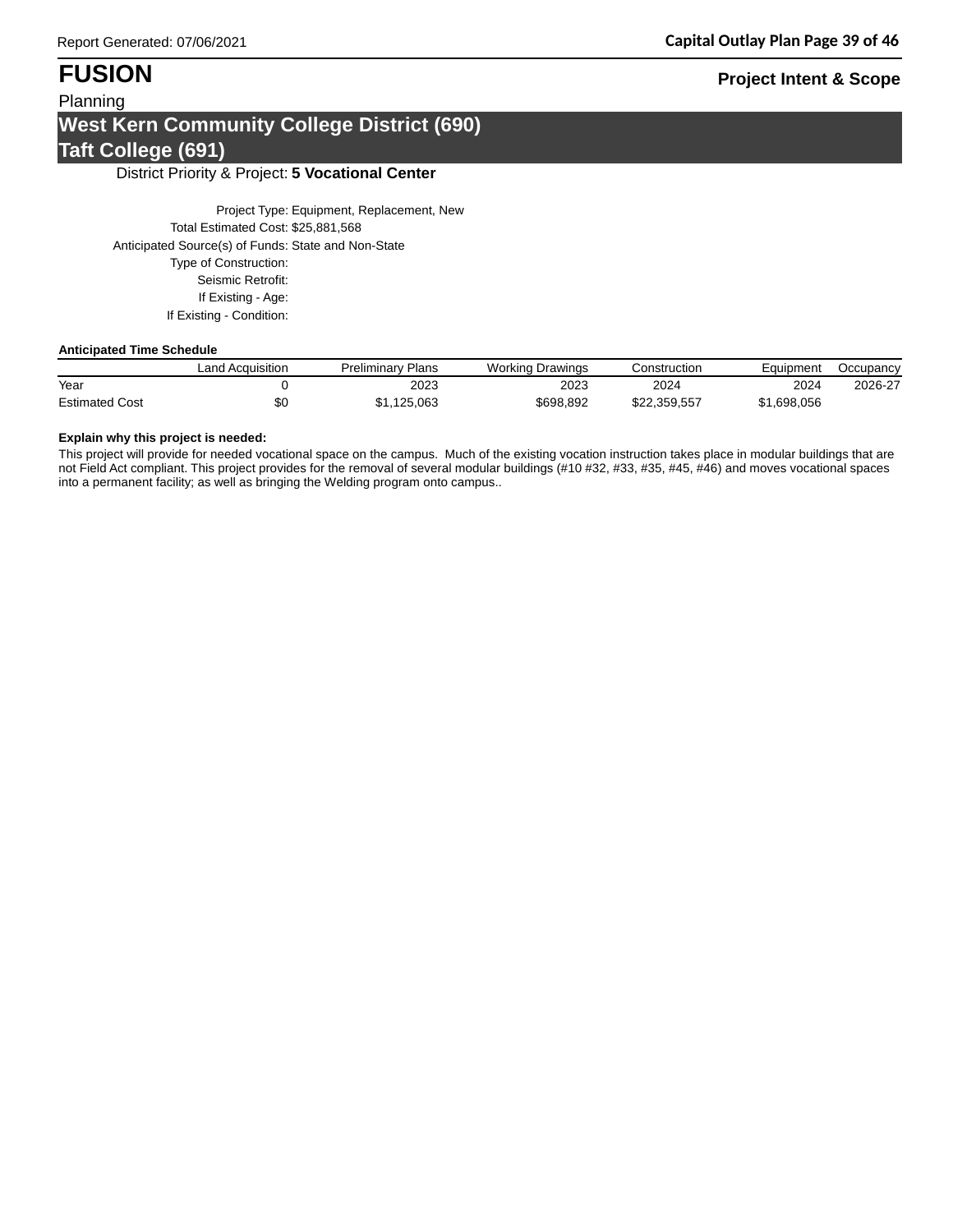# FUSION

**Project Intent & Scope**

Planning

## West Kern Community College District (690)
## Taft College (691)

District Priority & Project: **5 Vocational Center**

Project Type: Equipment, Replacement, New
Total Estimated Cost: $25,881,568
Anticipated Source(s) of Funds: State and Non-State
Type of Construction:
Seismic Retrofit:
If Existing - Age:
If Existing - Condition:

**Anticipated Time Schedule**

| | Land Acquisition | Preliminary Plans | Working Drawings | Construction | Equipment | Occupancy |
|---|---|---|---|---|---|---|
| Year | 0 | 2023 | 2023 | 2024 | 2024 | 2026-27 |
| Estimated Cost | $0 | $1,125,063 | $698,892 | $22,359,557 | $1,698,056 | |

**Explain why this project is needed:**

This project will provide for needed vocational space on the campus. Much of the existing vocation instruction takes place in modular buildings that are not Field Act compliant. This project provides for the removal of several modular buildings (#10 #32, #33, #35, #45, #46) and moves vocational spaces into a permanent facility; as well as bringing the Welding program onto campus..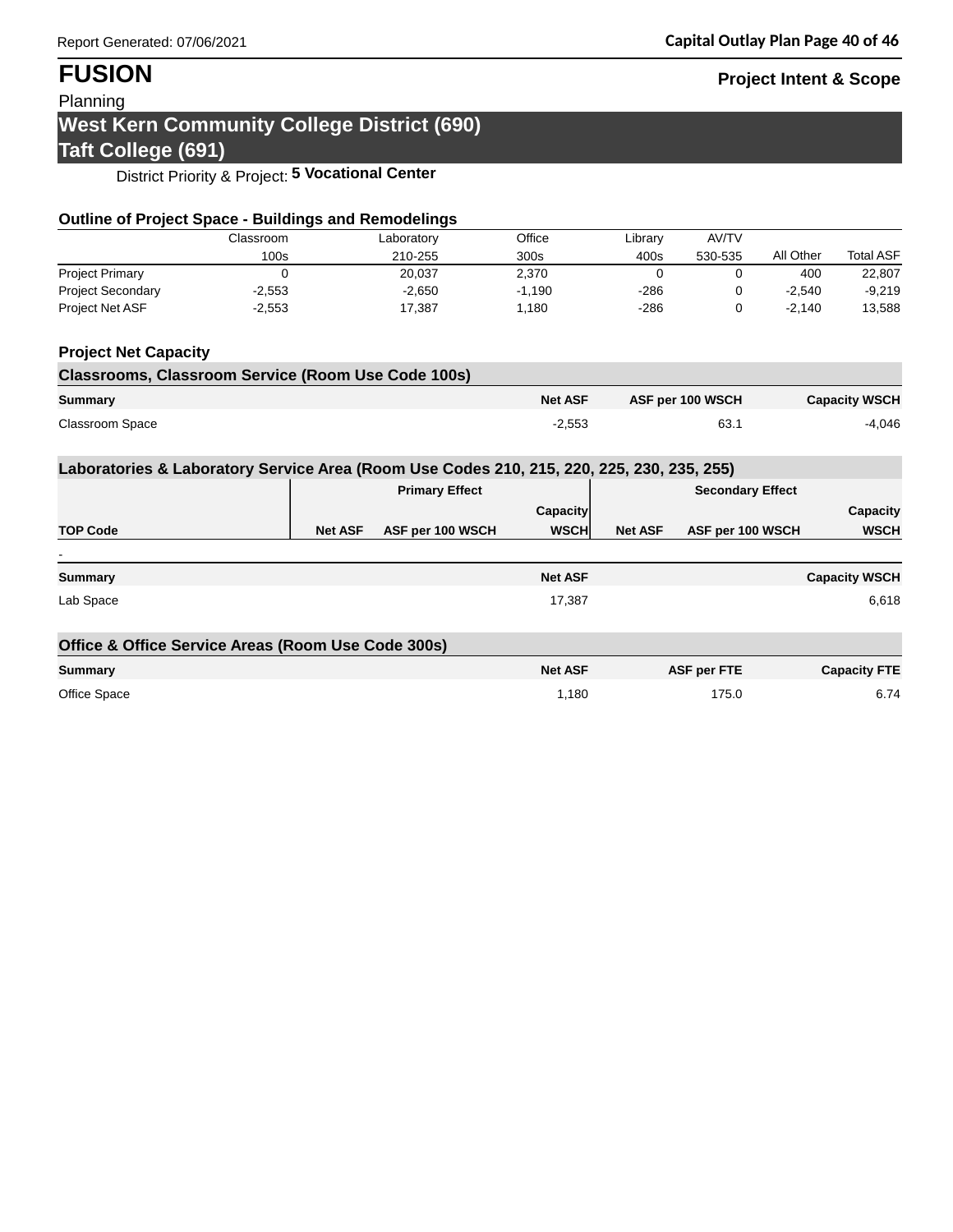# FUSION

Planning

**Project Intent & Scope**

## West Kern Community College District (690)
## Taft College (691)

District Priority & Project: **5 Vocational Center**

### Outline of Project Space - Buildings and Remodelings

| | Classroom 100s | Laboratory 210-255 | Office 300s | Library 400s | AV/TV 530-535 | All Other | Total ASF |
|---|---|---|---|---|---|---|---|
| Project Primary | 0 | 20,037 | 2,370 | 0 | 0 | 400 | 22,807 |
| Project Secondary | -2,553 | -2,650 | -1,190 | -286 | 0 | -2,540 | -9,219 |
| Project Net ASF | -2,553 | 17,387 | 1,180 | -286 | 0 | -2,140 | 13,588 |

### Project Net Capacity

#### Classrooms, Classroom Service (Room Use Code 100s)

| Summary | Net ASF | ASF per 100 WSCH | Capacity WSCH |
|---|---|---|---|
| Classroom Space | -2,553 | 63.1 | -4,046 |

#### Laboratories & Laboratory Service Area (Room Use Codes 210, 215, 220, 225, 230, 235, 255)

| | Primary Effect | | | Secondary Effect | | |
|---|---|---|---|---|---|---|
| TOP Code | Net ASF | ASF per 100 WSCH | Capacity WSCH | Net ASF | ASF per 100 WSCH | Capacity WSCH |
| - | | | | | | |

| Summary | Net ASF | Capacity WSCH |
|---|---|---|
| Lab Space | 17,387 | 6,618 |

#### Office & Office Service Areas (Room Use Code 300s)

| Summary | Net ASF | ASF per FTE | Capacity FTE |
|---|---|---|---|
| Office Space | 1,180 | 175.0 | 6.74 |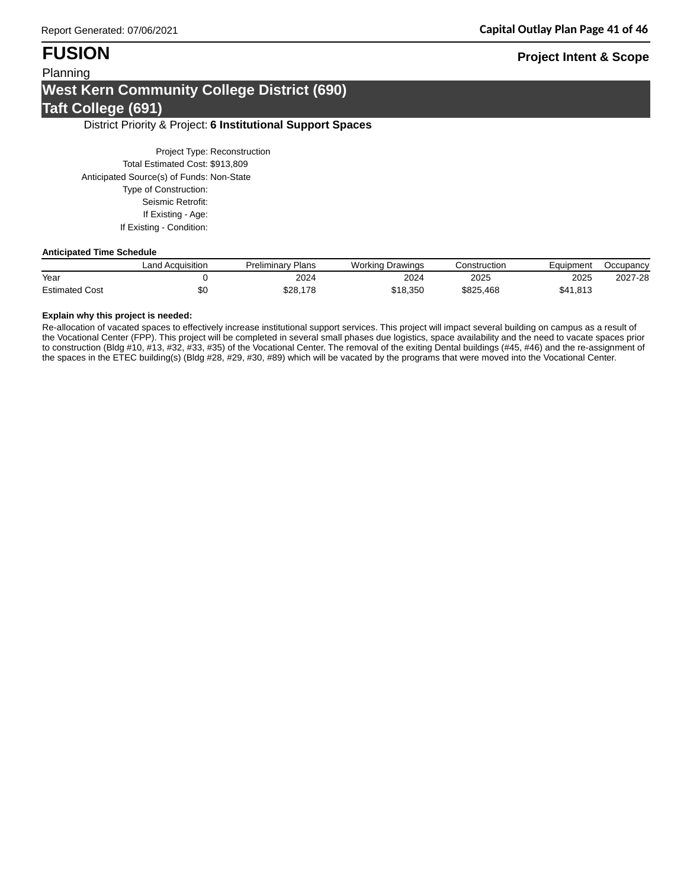# FUSION

**Project Intent & Scope**

Planning

## West Kern Community College District (690)
## Taft College (691)

District Priority & Project: **6 Institutional Support Spaces**

Project Type: Reconstruction
Total Estimated Cost: $913,809
Anticipated Source(s) of Funds: Non-State
Type of Construction:
Seismic Retrofit:
If Existing - Age:
If Existing - Condition:

**Anticipated Time Schedule**

| | Land Acquisition | Preliminary Plans | Working Drawings | Construction | Equipment | Occupancy |
|---|---|---|---|---|---|---|
| Year | 0 | 2024 | 2024 | 2025 | 2025 | 2027-28 |
| Estimated Cost | $0 | $28,178 | $18,350 | $825,468 | $41,813 | |

**Explain why this project is needed:**

Re-allocation of vacated spaces to effectively increase institutional support services. This project will impact several building on campus as a result of the Vocational Center (FPP). This project will be completed in several small phases due logistics, space availability and the need to vacate spaces prior to construction (Bldg #10, #13, #32, #33, #35) of the Vocational Center. The removal of the exiting Dental buildings (#45, #46) and the re-assignment of the spaces in the ETEC building(s) (Bldg #28, #29, #30, #89) which will be vacated by the programs that were moved into the Vocational Center.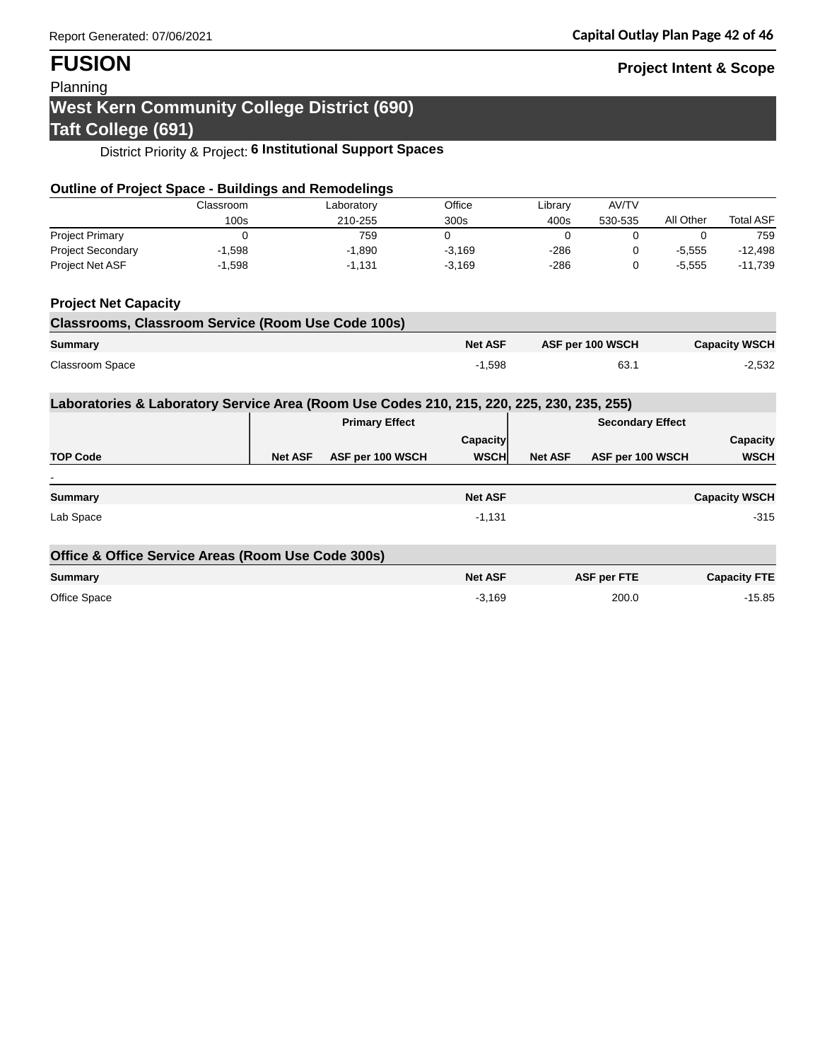# FUSION

Planning

**Project Intent & Scope**

## West Kern Community College District (690)
## Taft College (691)

District Priority & Project: **6 Institutional Support Spaces**

### Outline of Project Space - Buildings and Remodelings

| | Classroom 100s | Laboratory 210-255 | Office 300s | Library 400s | AV/TV 530-535 | All Other | Total ASF |
|---|---|---|---|---|---|---|---|
| Project Primary | 0 | 759 | 0 | 0 | 0 | 0 | 759 |
| Project Secondary | -1,598 | -1,890 | -3,169 | -286 | 0 | -5,555 | -12,498 |
| Project Net ASF | -1,598 | -1,131 | -3,169 | -286 | 0 | -5,555 | -11,739 |

### Project Net Capacity

#### Classrooms, Classroom Service (Room Use Code 100s)

| Summary | Net ASF | ASF per 100 WSCH | Capacity WSCH |
|---|---|---|---|
| Classroom Space | -1,598 | 63.1 | -2,532 |

#### Laboratories & Laboratory Service Area (Room Use Codes 210, 215, 220, 225, 230, 235, 255)

| | Primary Effect | | | Secondary Effect | | |
|---|---|---|---|---|---|---|
| TOP Code | Net ASF | ASF per 100 WSCH | Capacity WSCH | Net ASF | ASF per 100 WSCH | Capacity WSCH |
| - | | | | | | |

| Summary | Net ASF | Capacity WSCH |
|---|---|---|
| Lab Space | -1,131 | -315 |

#### Office & Office Service Areas (Room Use Code 300s)

| Summary | Net ASF | ASF per FTE | Capacity FTE |
|---|---|---|---|
| Office Space | -3,169 | 200.0 | -15.85 |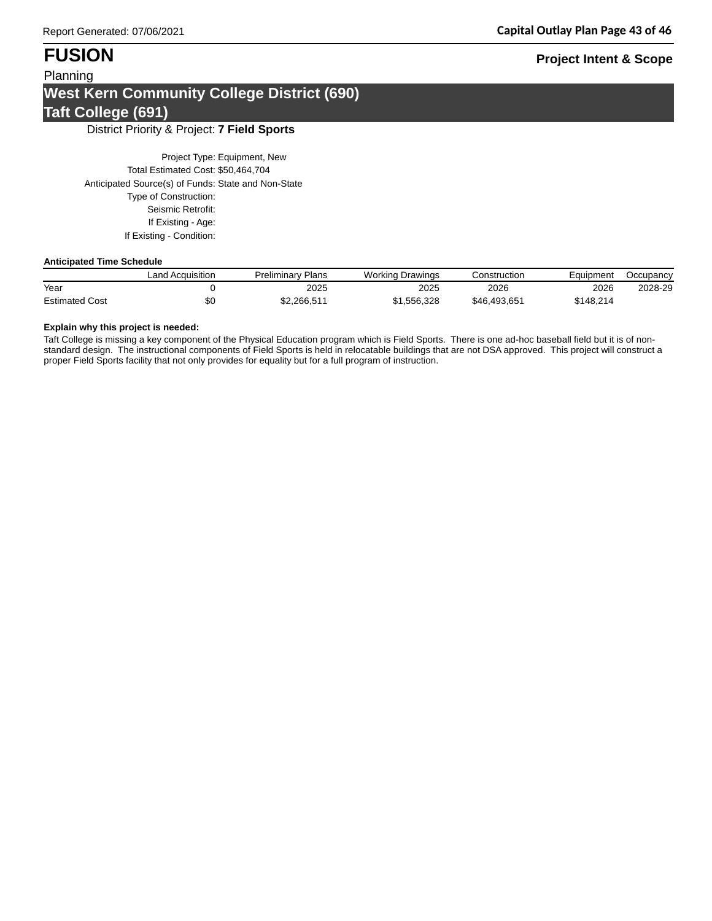# FUSION

Planning

**Project Intent & Scope**

## West Kern Community College District (690)
## Taft College (691)

District Priority & Project: **7 Field Sports**

Project Type: Equipment, New
Total Estimated Cost: $50,464,704
Anticipated Source(s) of Funds: State and Non-State
Type of Construction:
Seismic Retrofit:
If Existing - Age:
If Existing - Condition:

**Anticipated Time Schedule**

| | Land Acquisition | Preliminary Plans | Working Drawings | Construction | Equipment | Occupancy |
|---|---|---|---|---|---|---|
| Year | 0 | 2025 | 2025 | 2026 | 2026 | 2028-29 |
| Estimated Cost | $0 | $2,266,511 | $1,556,328 | $46,493,651 | $148,214 | |

**Explain why this project is needed:**

Taft College is missing a key component of the Physical Education program which is Field Sports. There is one ad-hoc baseball field but it is of non-standard design. The instructional components of Field Sports is held in relocatable buildings that are not DSA approved. This project will construct a proper Field Sports facility that not only provides for equality but for a full program of instruction.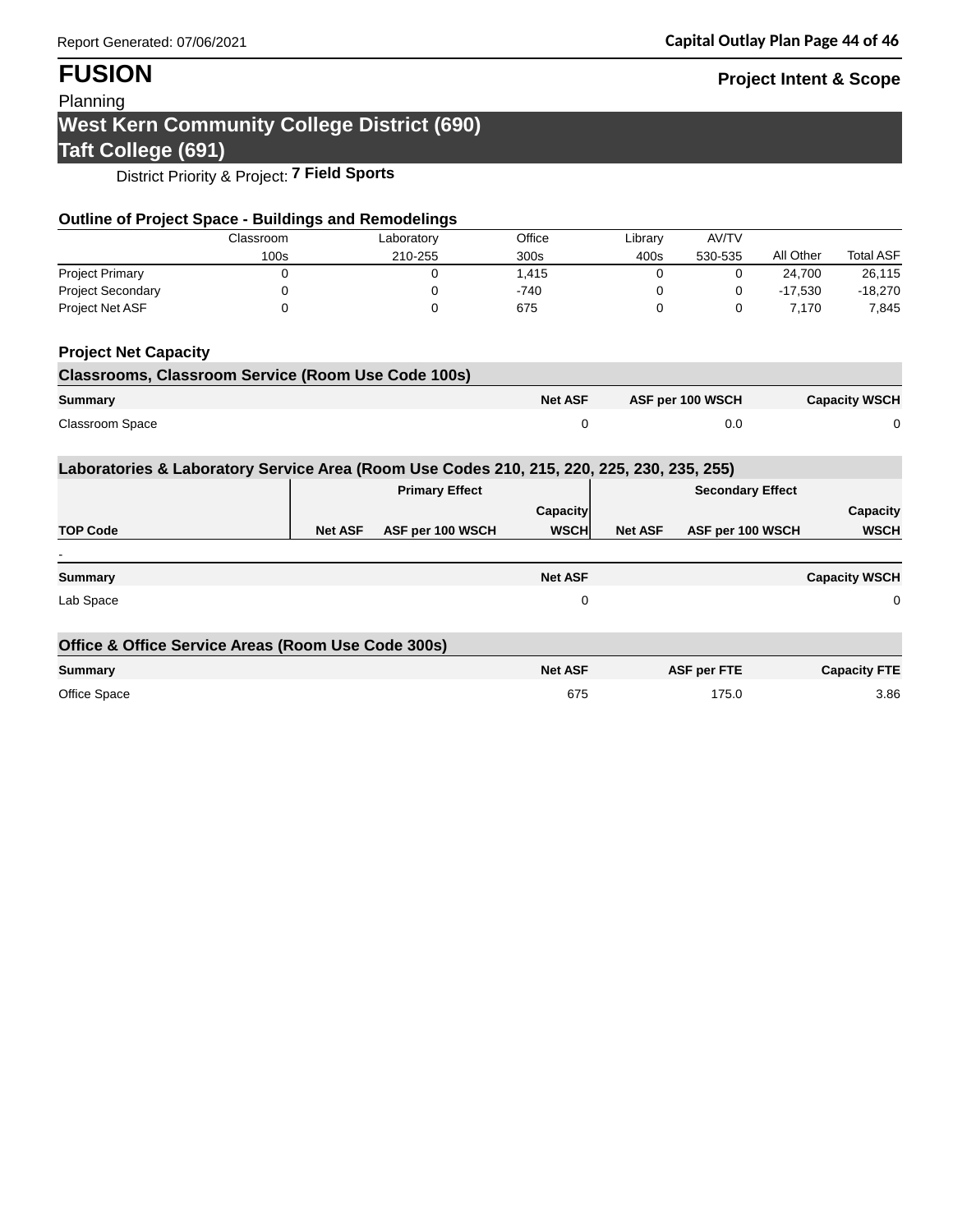# FUSION

Planning

**Project Intent & Scope**

## West Kern Community College District (690)
## Taft College (691)

District Priority & Project: **7 Field Sports**

### Outline of Project Space - Buildings and Remodelings

| | Classroom 100s | Laboratory 210-255 | Office 300s | Library 400s | AV/TV 530-535 | All Other | Total ASF |
|---|---|---|---|---|---|---|---|
| Project Primary | 0 | 0 | 1,415 | 0 | 0 | 24,700 | 26,115 |
| Project Secondary | 0 | 0 | -740 | 0 | 0 | -17,530 | -18,270 |
| Project Net ASF | 0 | 0 | 675 | 0 | 0 | 7,170 | 7,845 |

### Project Net Capacity

#### Classrooms, Classroom Service (Room Use Code 100s)

| Summary | Net ASF | ASF per 100 WSCH | Capacity WSCH |
|---|---|---|---|
| Classroom Space | 0 | 0.0 | 0 |

#### Laboratories & Laboratory Service Area (Room Use Codes 210, 215, 220, 225, 230, 235, 255)

| | Primary Effect | | | Secondary Effect | | |
|---|---|---|---|---|---|---|
| TOP Code | Net ASF | ASF per 100 WSCH | Capacity WSCH | Net ASF | ASF per 100 WSCH | Capacity WSCH |
| - | | | | | | |

| Summary | Net ASF | Capacity WSCH |
|---|---|---|
| Lab Space | 0 | 0 |

#### Office & Office Service Areas (Room Use Code 300s)

| Summary | Net ASF | ASF per FTE | Capacity FTE |
|---|---|---|---|
| Office Space | 675 | 175.0 | 3.86 |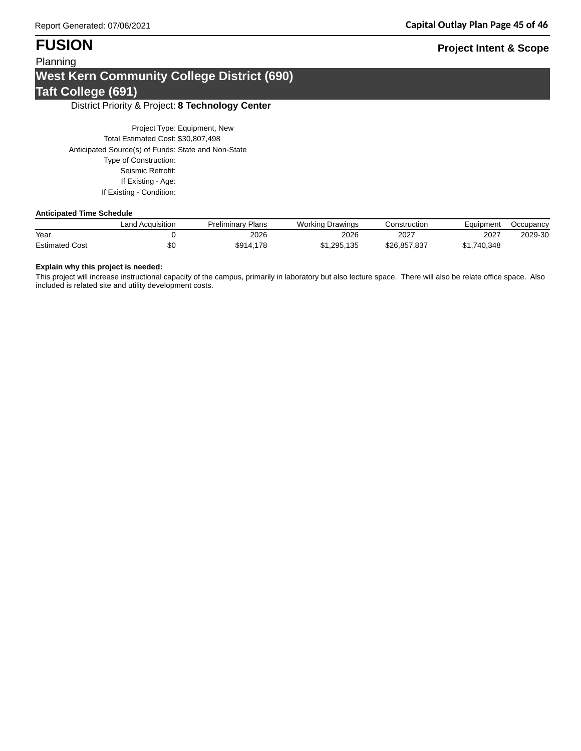# FUSION

**Project Intent & Scope**

Planning

## West Kern Community College District (690)
## Taft College (691)

District Priority & Project: **8 Technology Center**

Project Type: Equipment, New
Total Estimated Cost: $30,807,498
Anticipated Source(s) of Funds: State and Non-State
Type of Construction:
Seismic Retrofit:
If Existing - Age:
If Existing - Condition:

**Anticipated Time Schedule**

| | Land Acquisition | Preliminary Plans | Working Drawings | Construction | Equipment | Occupancy |
|---|---|---|---|---|---|---|
| Year | 0 | 2026 | 2026 | 2027 | 2027 | 2029-30 |
| Estimated Cost | $0 | $914,178 | $1,295,135 | $26,857,837 | $1,740,348 | |

**Explain why this project is needed:**

This project will increase instructional capacity of the campus, primarily in laboratory but also lecture space. There will also be relate office space. Also included is related site and utility development costs.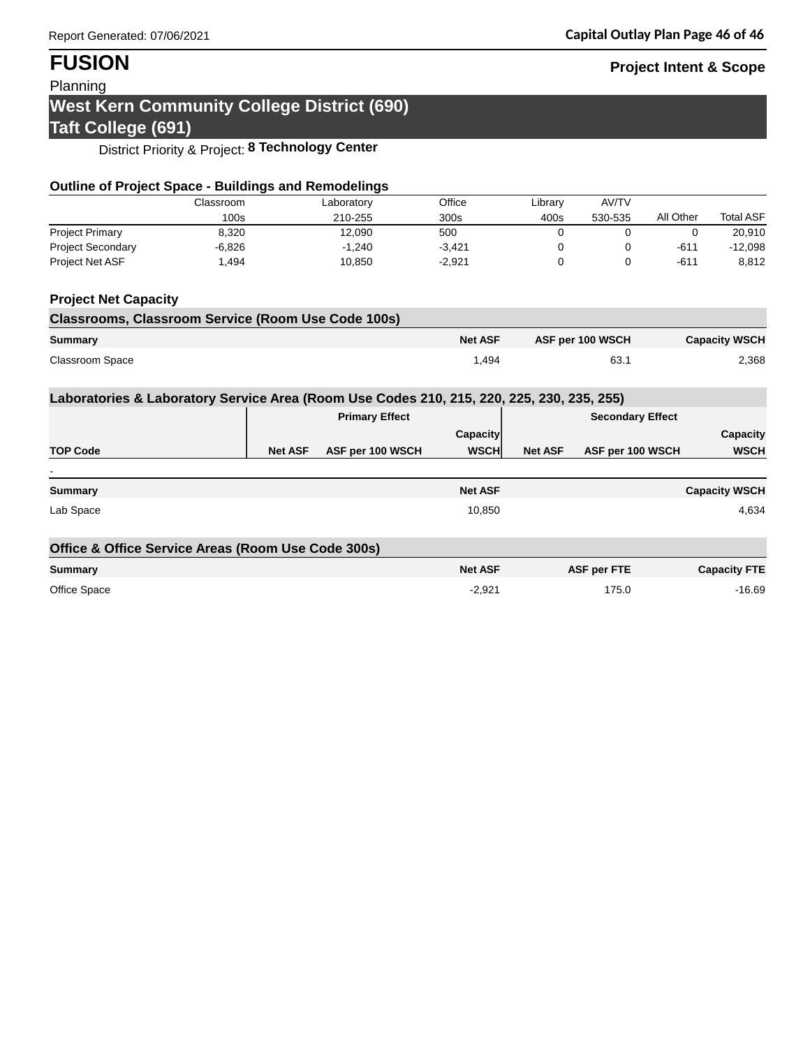# FUSION

Planning

## Project Intent & Scope

## West Kern Community College District (690)
## Taft College (691)

District Priority & Project: **8 Technology Center**

### Outline of Project Space - Buildings and Remodelings

| | Classroom 100s | Laboratory 210-255 | Office 300s | Library 400s | AV/TV 530-535 | All Other | Total ASF |
|---|---|---|---|---|---|---|---|
| Project Primary | 8,320 | 12,090 | 500 | 0 | 0 | 0 | 20,910 |
| Project Secondary | -6,826 | -1,240 | -3,421 | 0 | 0 | -611 | -12,098 |
| Project Net ASF | 1,494 | 10,850 | -2,921 | 0 | 0 | -611 | 8,812 |

### Project Net Capacity

#### Classrooms, Classroom Service (Room Use Code 100s)

| Summary | Net ASF | ASF per 100 WSCH | Capacity WSCH |
|---|---|---|---|
| Classroom Space | 1,494 | 63.1 | 2,368 |

#### Laboratories & Laboratory Service Area (Room Use Codes 210, 215, 220, 225, 230, 235, 255)

| | Primary Effect | | | Secondary Effect | | |
|---|---|---|---|---|---|---|
| TOP Code | Net ASF | ASF per 100 WSCH | Capacity WSCH | Net ASF | ASF per 100 WSCH | Capacity WSCH |
| - | | | | | | |

| Summary | Net ASF | Capacity WSCH |
|---|---|---|
| Lab Space | 10,850 | 4,634 |

#### Office & Office Service Areas (Room Use Code 300s)

| Summary | Net ASF | ASF per FTE | Capacity FTE |
|---|---|---|---|
| Office Space | -2,921 | 175.0 | -16.69 |